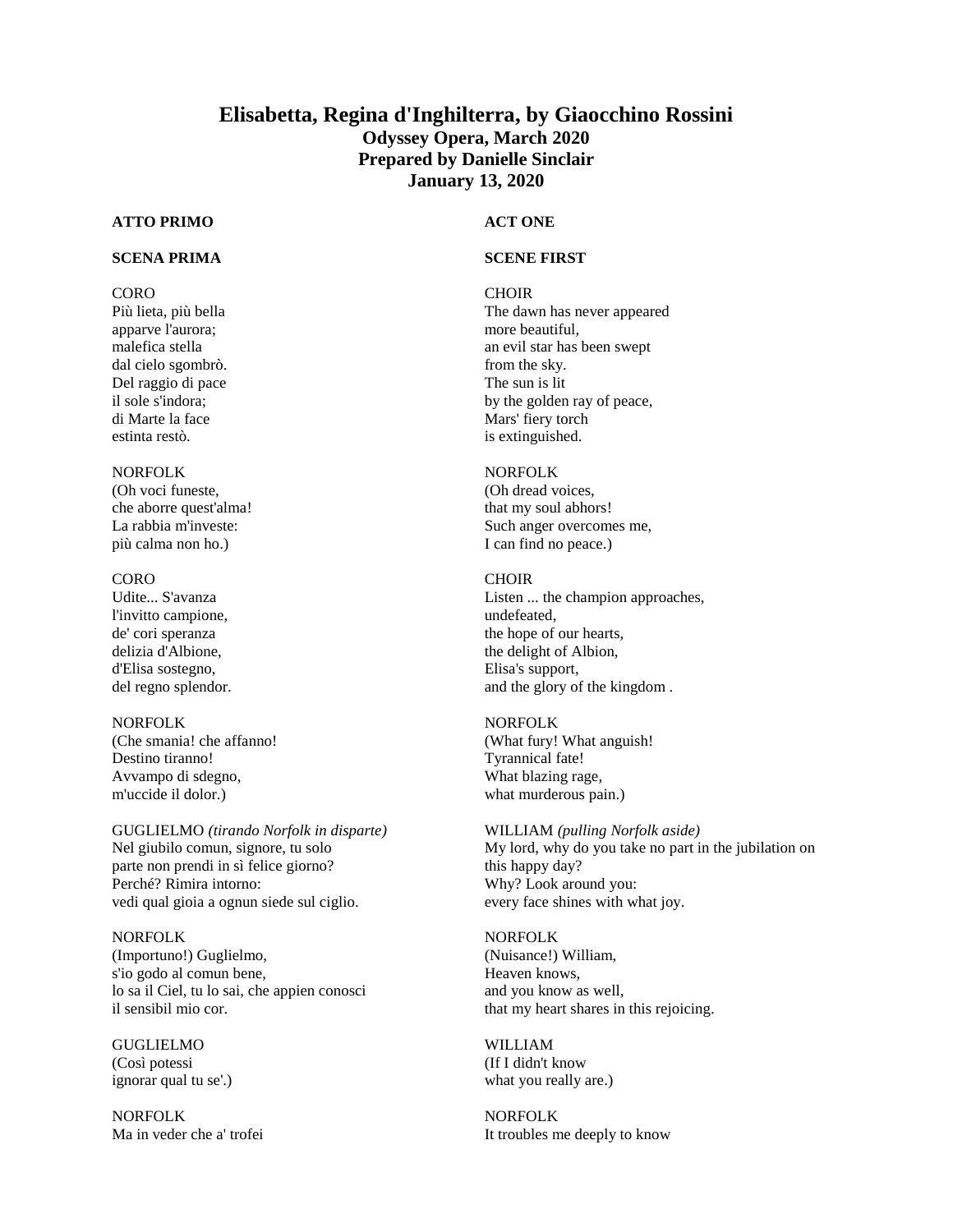# Elisabetta, Regina d'Inghilterra, by Giaocchino Rossini

## Odyssey Opera, March 2020
## Prepared by Danielle Sinclair
## January 13, 2020

| | |
|---|---|
| **ATTO PRIMO** | **ACT ONE** |
| **SCENA PRIMA** | **SCENE FIRST** |
| CORO<br>Più lieta, più bella<br>apparve l'aurora;<br>malefica stella<br>dal cielo sgombrò.<br>Del raggio di pace<br>il sole s'indora;<br>di Marte la face<br>estinta restò. | CHOIR<br>The dawn has never appeared<br>more beautiful,<br>an evil star has been swept<br>from the sky.<br>The sun is lit<br>by the golden ray of peace,<br>Mars' fiery torch<br>is extinguished. |
| NORFOLK<br>(Oh voci funeste,<br>che aborre quest'alma!<br>La rabbia m'investe:<br>più calma non ho.) | NORFOLK<br>(Oh dread voices,<br>that my soul abhors!<br>Such anger overcomes me,<br>I can find no peace.) |
| CORO<br>Udite... S'avanza<br>l'invitto campione,<br>de' cori speranza<br>delizia d'Albione,<br>d'Elisa sostegno,<br>del regno splendor. | CHOIR<br>Listen ... the champion approaches,<br>undefeated,<br>the hope of our hearts,<br>the delight of Albion,<br>Elisa's support,<br>and the glory of the kingdom . |
| NORFOLK<br>(Che smania! che affanno!<br>Destino tiranno!<br>Avvampo di sdegno,<br>m'uccide il dolor.) | NORFOLK<br>(What fury! What anguish!<br>Tyrannical fate!<br>What blazing rage,<br>what murderous pain.) |
| GUGLIELMO *(tirando Norfolk in disparte)*<br>Nel giubilo comun, signore, tu solo<br>parte non prendi in sì felice giorno?<br>Perché? Rimira intorno:<br>vedi qual gioia a ognun siede sul ciglio. | WILLIAM *(pulling Norfolk aside)*<br>My lord, why do you take no part in the jubilation on<br>this happy day?<br>Why? Look around you:<br>every face shines with what joy. |
| NORFOLK<br>(Importuno!) Guglielmo,<br>s'io godo al comun bene,<br>lo sa il Ciel, tu lo sai, che appien conosci<br>il sensibil mio cor. | NORFOLK<br>(Nuisance!) William,<br>Heaven knows,<br>and you know as well,<br>that my heart shares in this rejoicing. |
| GUGLIELMO<br>(Così potessi<br>ignorar qual tu se'.) | WILLIAM<br>(If I didn't know<br>what you really are.) |
| NORFOLK<br>Ma in veder che a' trofei | NORFOLK<br>It troubles me deeply to know |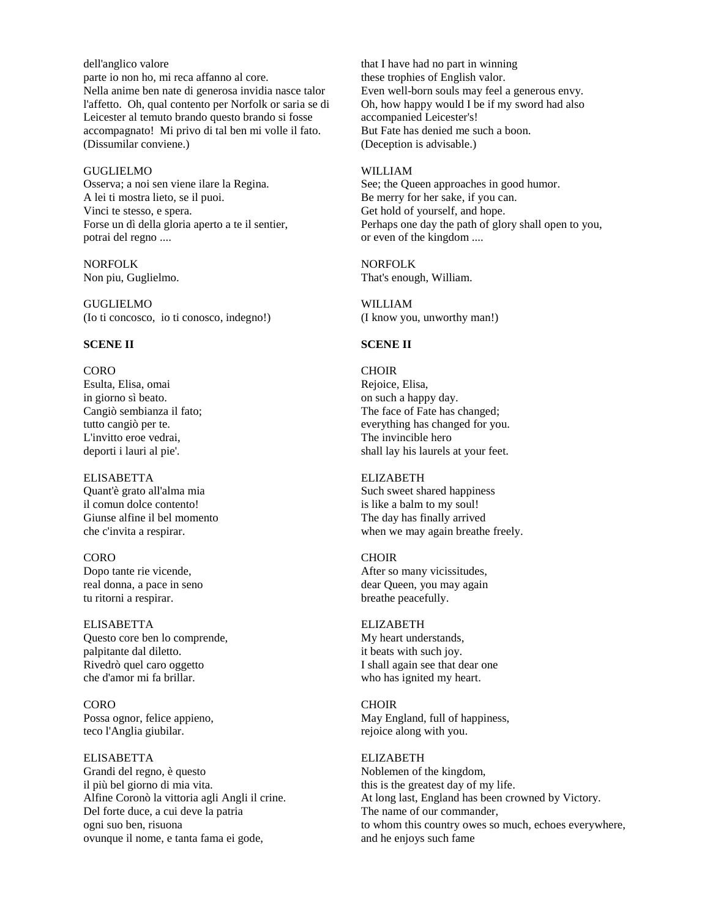dell'anglico valore
parte io non ho, mi reca affanno al core.
Nella anime ben nate di generosa invidia nasce talor l'affetto. Oh, qual contento per Norfolk or saria se di Leicester al temuto brando questo brando si fosse accompagnato! Mi privo di tal ben mi volle il fato.
(Dissumilar conviene.)

that I have had no part in winning
these trophies of English valor.
Even well-born souls may feel a generous envy.
Oh, how happy would I be if my sword had also accompanied Leicester's!
But Fate has denied me such a boon.
(Deception is advisable.)

GUGLIELMO
Osserva; a noi sen viene ilare la Regina.
A lei ti mostra lieto, se il puoi.
Vinci te stesso, e spera.
Forse un dì della gloria aperto a te il sentier,
potrai del regno ....

WILLIAM
See; the Queen approaches in good humor.
Be merry for her sake, if you can.
Get hold of yourself, and hope.
Perhaps one day the path of glory shall open to you,
or even of the kingdom ....

NORFOLK
Non piu, Guglielmo.

NORFOLK
That's enough, William.

GUGLIELMO
(Io ti concosco, io ti conosco, indegno!)

WILLIAM
(I know you, unworthy man!)

**SCENE II**

CORO
Esulta, Elisa, omai
in giorno sì beato.
Cangiò sembianza il fato;
tutto cangiò per te.
L'invitto eroe vedrai,
deporti i lauri al pie'.

CHOIR
Rejoice, Elisa,
on such a happy day.
The face of Fate has changed;
everything has changed for you.
The invincible hero
shall lay his laurels at your feet.

ELISABETTA
Quant'è grato all'alma mia
il comun dolce contento!
Giunse alfine il bel momento
che c'invita a respirar.

ELIZABETH
Such sweet shared happiness
is like a balm to my soul!
The day has finally arrived
when we may again breathe freely.

CORO
Dopo tante rie vicende,
real donna, a pace in seno
tu ritorni a respirar.

CHOIR
After so many vicissitudes,
dear Queen, you may again
breathe peacefully.

ELISABETTA
Questo core ben lo comprende,
palpitante dal diletto.
Rivedrò quel caro oggetto
che d'amor mi fa brillar.

ELIZABETH
My heart understands,
it beats with such joy.
I shall again see that dear one
who has ignited my heart.

CORO
Possa ognor, felice appieno,
teco l'Anglia giubilar.

CHOIR
May England, full of happiness,
rejoice along with you.

ELISABETTA
Grandi del regno, è questo
il più bel giorno di mia vita.
Alfine Coronò la vittoria agli Angli il crine.
Del forte duce, a cui deve la patria
ogni suo ben, risuona
ovunque il nome, e tanta fama ei gode,

ELIZABETH
Noblemen of the kingdom,
this is the greatest day of my life.
At long last, England has been crowned by Victory.
The name of our commander,
to whom this country owes so much, echoes everywhere,
and he enjoys such fame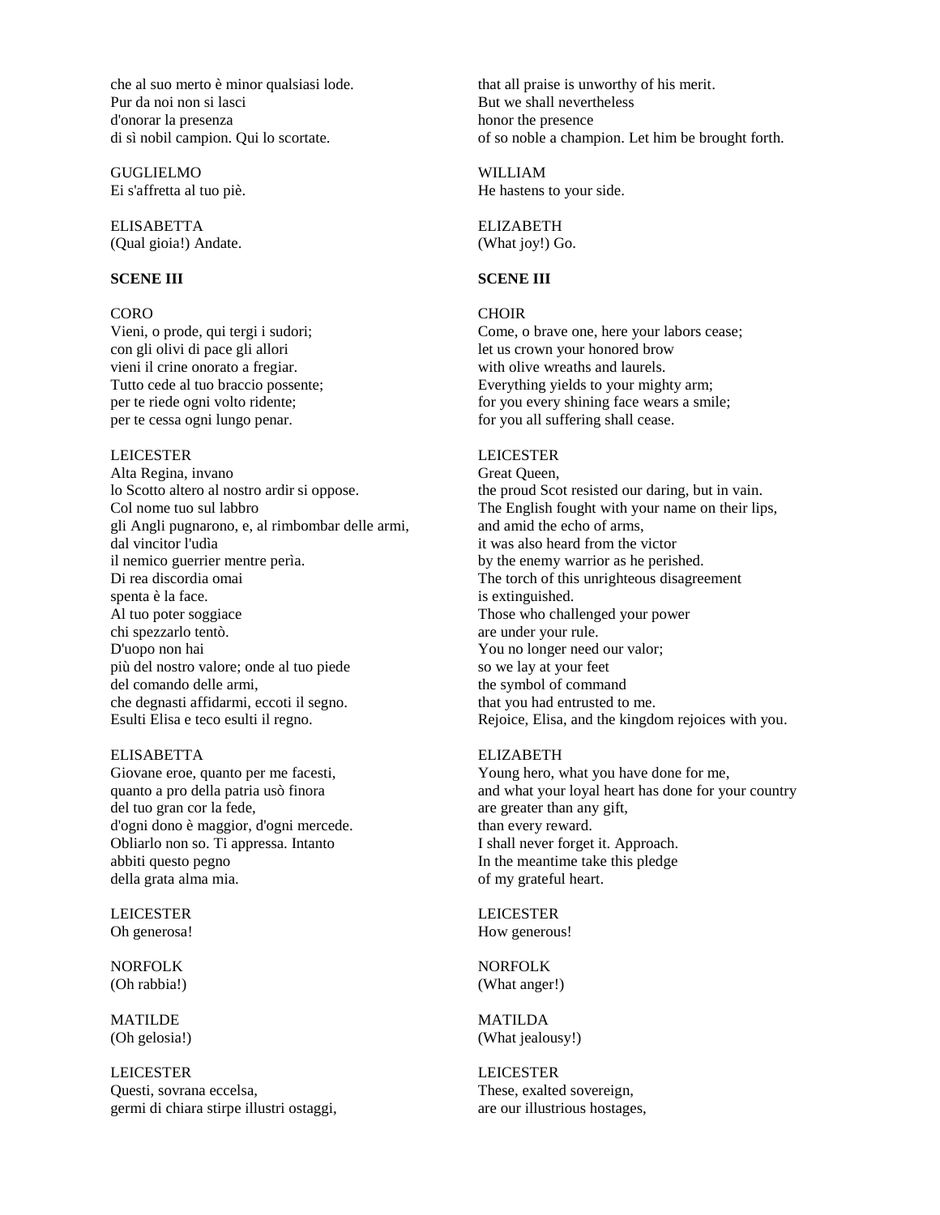che al suo merto è minor qualsiasi lode.
Pur da noi non si lasci
d'onorar la presenza
di sì nobil campion. Qui lo scortate.

that all praise is unworthy of his merit.
But we shall nevertheless
honor the presence
of so noble a champion. Let him be brought forth.

GUGLIELMO
Ei s'affretta al tuo piè.

WILLIAM
He hastens to your side.

ELISABETTA
(Qual gioia!) Andate.

ELIZABETH
(What joy!) Go.

**SCENE III**

CORO
Vieni, o prode, qui tergi i sudori;
con gli olivi di pace gli allori
vieni il crine onorato a fregiar.
Tutto cede al tuo braccio possente;
per te riede ogni volto ridente;
per te cessa ogni lungo penar.

CHOIR
Come, o brave one, here your labors cease;
let us crown your honored brow
with olive wreaths and laurels.
Everything yields to your mighty arm;
for you every shining face wears a smile;
for you all suffering shall cease.

LEICESTER
Alta Regina, invano
lo Scotto altero al nostro ardir si oppose.
Col nome tuo sul labbro
gli Angli pugnarono, e, al rimbombar delle armi,
dal vincitor l'udìa
il nemico guerrier mentre perìa.
Di rea discordia omai
spenta è la face.
Al tuo poter soggiace
chi spezzarlo tentò.
D'uopo non hai
più del nostro valore; onde al tuo piede
del comando delle armi,
che degnasti affidarmi, eccoti il segno.
Esulti Elisa e teco esulti il regno.

LEICESTER
Great Queen,
the proud Scot resisted our daring, but in vain.
The English fought with your name on their lips,
and amid the echo of arms,
it was also heard from the victor
by the enemy warrior as he perished.
The torch of this unrighteous disagreement
is extinguished.
Those who challenged your power
are under your rule.
You no longer need our valor;
so we lay at your feet
the symbol of command
that you had entrusted to me.
Rejoice, Elisa, and the kingdom rejoices with you.

ELISABETTA
Giovane eroe, quanto per me facesti,
quanto a pro della patria usò finora
del tuo gran cor la fede,
d'ogni dono è maggior, d'ogni mercede.
Obliarlo non so. Ti appressa. Intanto
abbiti questo pegno
della grata alma mia.

ELIZABETH
Young hero, what you have done for me,
and what your loyal heart has done for your country
are greater than any gift,
than every reward.
I shall never forget it. Approach.
In the meantime take this pledge
of my grateful heart.

LEICESTER
Oh generosa!

LEICESTER
How generous!

NORFOLK
(Oh rabbia!)

NORFOLK
(What anger!)

MATILDE
(Oh gelosia!)

MATILDA
(What jealousy!)

LEICESTER
Questi, sovrana eccelsa,
germi di chiara stirpe illustri ostaggi,

LEICESTER
These, exalted sovereign,
are our illustrious hostages,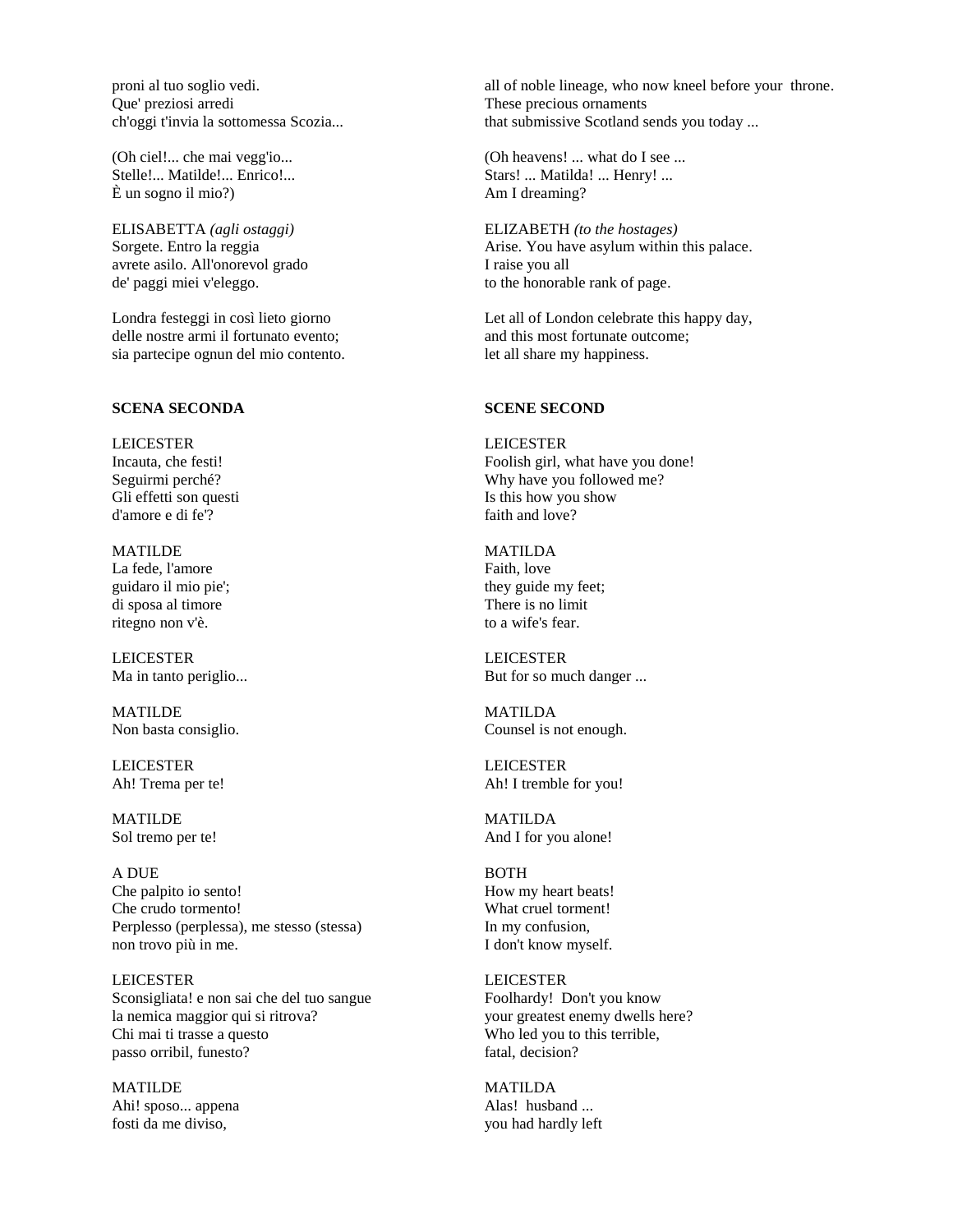proni al tuo soglio vedi.
Que' preziosi arredi
ch'oggi t'invia la sottomessa Scozia...

(Oh ciel!... che mai vegg'io...
Stelle!... Matilde!... Enrico!...
È un sogno il mio?)

ELISABETTA *(agli ostaggi)*
Sorgete. Entro la reggia
avrete asilo. All'onorevol grado
de' paggi miei v'eleggo.

Londra festeggi in così lieto giorno
delle nostre armi il fortunato evento;
sia partecipe ognun del mio contento.

all of noble lineage, who now kneel before your throne.
These precious ornaments
that submissive Scotland sends you today ...

(Oh heavens! ... what do I see ...
Stars! ... Matilda! ... Henry! ...
Am I dreaming?

ELIZABETH *(to the hostages)*
Arise. You have asylum within this palace.
I raise you all
to the honorable rank of page.

Let all of London celebrate this happy day,
and this most fortunate outcome;
let all share my happiness.

**SCENA SECONDA**

LEICESTER
Incauta, che festi!
Seguirmi perché?
Gli effetti son questi
d'amore e di fe'?

MATILDE
La fede, l'amore
guidaro il mio pie';
di sposa al timore
ritegno non v'è.

LEICESTER
Ma in tanto periglio...

MATILDE
Non basta consiglio.

LEICESTER
Ah! Trema per te!

MATILDE
Sol tremo per te!

A DUE
Che palpito io sento!
Che crudo tormento!
Perplesso (perplessa), me stesso (stessa)
non trovo più in me.

LEICESTER
Sconsigliata! e non sai che del tuo sangue
la nemica maggior qui si ritrova?
Chi mai ti trasse a questo
passo orribil, funesto?

MATILDE
Ahi! sposo... appena
fosti da me diviso,

**SCENE SECOND**

LEICESTER
Foolish girl, what have you done!
Why have you followed me?
Is this how you show
faith and love?

MATILDA
Faith, love
they guide my feet;
There is no limit
to a wife's fear.

LEICESTER
But for so much danger ...

MATILDA
Counsel is not enough.

LEICESTER
Ah! I tremble for you!

MATILDA
And I for you alone!

BOTH
How my heart beats!
What cruel torment!
In my confusion,
I don't know myself.

LEICESTER
Foolhardy! Don't you know
your greatest enemy dwells here?
Who led you to this terrible,
fatal, decision?

MATILDA
Alas! husband ...
you had hardly left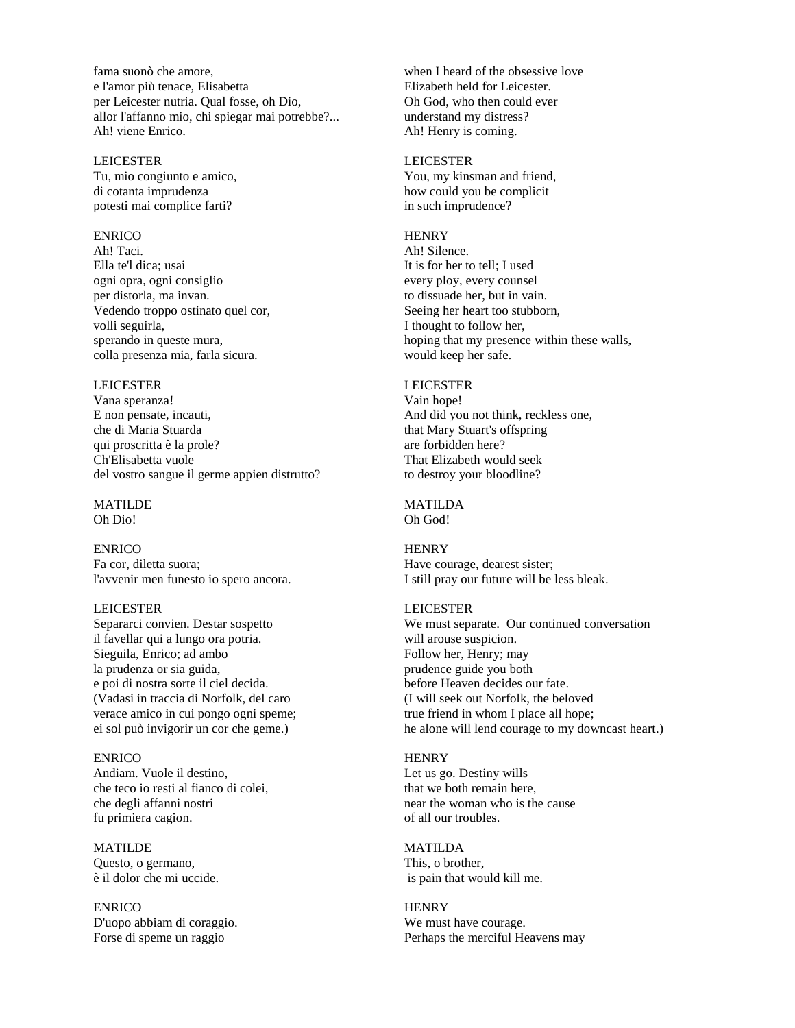fama suonò che amore,
e l'amor più tenace, Elisabetta
per Leicester nutria. Qual fosse, oh Dio,
allor l'affanno mio, chi spiegar mai potrebbe?...
Ah! viene Enrico.

when I heard of the obsessive love
Elizabeth held for Leicester.
Oh God, who then could ever
understand my distress?
Ah! Henry is coming.

LEICESTER
Tu, mio congiunto e amico,
di cotanta imprudenza
potesti mai complice farti?

LEICESTER
You, my kinsman and friend,
how could you be complicit
in such imprudence?

ENRICO
Ah! Taci.
Ella te'l dica; usai
ogni opra, ogni consiglio
per distorla, ma invan.
Vedendo troppo ostinato quel cor,
volli seguirla,
sperando in queste mura,
colla presenza mia, farla sicura.

HENRY
Ah! Silence.
It is for her to tell; I used
every ploy, every counsel
to dissuade her, but in vain.
Seeing her heart too stubborn,
I thought to follow her,
hoping that my presence within these walls,
would keep her safe.

LEICESTER
Vana speranza!
E non pensate, incauti,
che di Maria Stuarda
qui proscritta è la prole?
Ch'Elisabetta vuole
del vostro sangue il germe appien distrutto?

LEICESTER
Vain hope!
And did you not think, reckless one,
that Mary Stuart's offspring
are forbidden here?
That Elizabeth would seek
to destroy your bloodline?

MATILDE
Oh Dio!

MATILDA
Oh God!

ENRICO
Fa cor, diletta suora;
l'avvenir men funesto io spero ancora.

HENRY
Have courage, dearest sister;
I still pray our future will be less bleak.

LEICESTER
Separarci convien. Destar sospetto
il favellar qui a lungo ora potria.
Sieguila, Enrico; ad ambo
la prudenza or sia guida,
e poi di nostra sorte il ciel decida.
(Vadasi in traccia di Norfolk, del caro
verace amico in cui pongo ogni speme;
ei sol può invigorir un cor che geme.)

LEICESTER
We must separate. Our continued conversation
will arouse suspicion.
Follow her, Henry; may
prudence guide you both
before Heaven decides our fate.
(I will seek out Norfolk, the beloved
true friend in whom I place all hope;
he alone will lend courage to my downcast heart.)

ENRICO
Andiam. Vuole il destino,
che teco io resti al fianco di colei,
che degli affanni nostri
fu primiera cagion.

HENRY
Let us go. Destiny wills
that we both remain here,
near the woman who is the cause
of all our troubles.

MATILDE
Questo, o germano,
è il dolor che mi uccide.

MATILDA
This, o brother,
is pain that would kill me.

ENRICO
D'uopo abbiam di coraggio.
Forse di speme un raggio

HENRY
We must have courage.
Perhaps the merciful Heavens may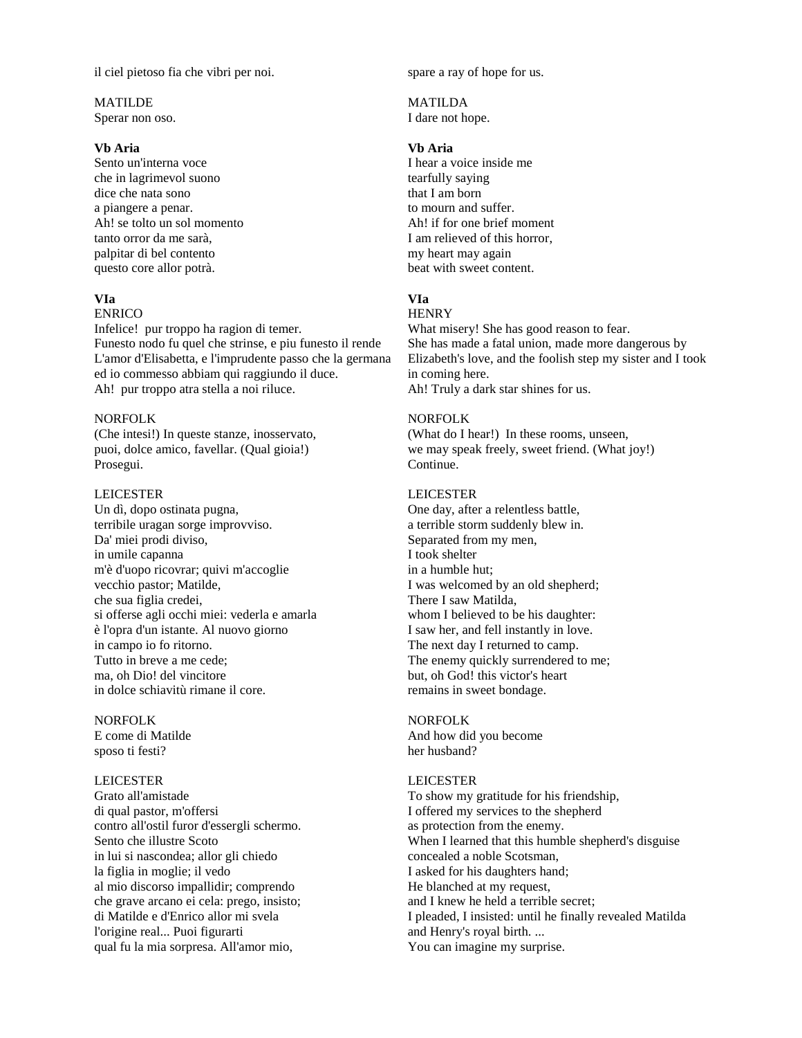il ciel pietoso fia che vibri per noi.

spare a ray of hope for us.

MATILDE
Sperar non oso.

MATILDA
I dare not hope.

**Vb Aria**
Sento un'interna voce
che in lagrimevol suono
dice che nata sono
a piangere a penar.
Ah! se tolto un sol momento
tanto orror da me sarà,
palpitar di bel contento
questo core allor potrà.

**Vb Aria**
I hear a voice inside me
tearfully saying
that I am born
to mourn and suffer.
Ah! if for one brief moment
I am relieved of this horror,
my heart may again
beat with sweet content.

**VIa**
ENRICO
Infelice! pur troppo ha ragion di temer.
Funesto nodo fu quel che strinse, e piu funesto il rende
L'amor d'Elisabetta, e l'imprudente passo che la germana
ed io commesso abbiam qui raggiundo il duce.
Ah! pur troppo atra stella a noi riluce.

**VIa**
HENRY
What misery! She has good reason to fear.
She has made a fatal union, made more dangerous by
Elizabeth's love, and the foolish step my sister and I took
in coming here.
Ah! Truly a dark star shines for us.

NORFOLK
(Che intesi!) In queste stanze, inosservato,
puoi, dolce amico, favellar. (Qual gioia!)
Prosegui.

NORFOLK
(What do I hear!) In these rooms, unseen,
we may speak freely, sweet friend. (What joy!)
Continue.

LEICESTER
Un dì, dopo ostinata pugna,
terribile uragan sorge improvviso.
Da' miei prodi diviso,
in umile capanna
m'è d'uopo ricovrar; quivi m'accoglie
vecchio pastor; Matilde,
che sua figlia credei,
si offerse agli occhi miei: vederla e amarla
è l'opra d'un istante. Al nuovo giorno
in campo io fo ritorno.
Tutto in breve a me cede;
ma, oh Dio! del vincitore
in dolce schiavitù rimane il core.

LEICESTER
One day, after a relentless battle,
a terrible storm suddenly blew in.
Separated from my men,
I took shelter
in a humble hut;
I was welcomed by an old shepherd;
There I saw Matilda,
whom I believed to be his daughter:
I saw her, and fell instantly in love.
The next day I returned to camp.
The enemy quickly surrendered to me;
but, oh God! this victor's heart
remains in sweet bondage.

NORFOLK
E come di Matilde
sposo ti festi?

NORFOLK
And how did you become
her husband?

LEICESTER
Grato all'amistade
di qual pastor, m'offersi
contro all'ostil furor d'essergli schermo.
Sento che illustre Scoto
in lui si nascondea; allor gli chiedo
la figlia in moglie; il vedo
al mio discorso impallidir; comprendo
che grave arcano ei cela: prego, insisto;
di Matilde e d'Enrico allor mi svela
l'origine real... Puoi figurarti
qual fu la mia sorpresa. All'amor mio,

LEICESTER
To show my gratitude for his friendship,
I offered my services to the shepherd
as protection from the enemy.
When I learned that this humble shepherd's disguise
concealed a noble Scotsman,
I asked for his daughters hand;
He blanched at my request,
and I knew he held a terrible secret;
I pleaded, I insisted: until he finally revealed Matilda
and Henry's royal birth. ...
You can imagine my surprise.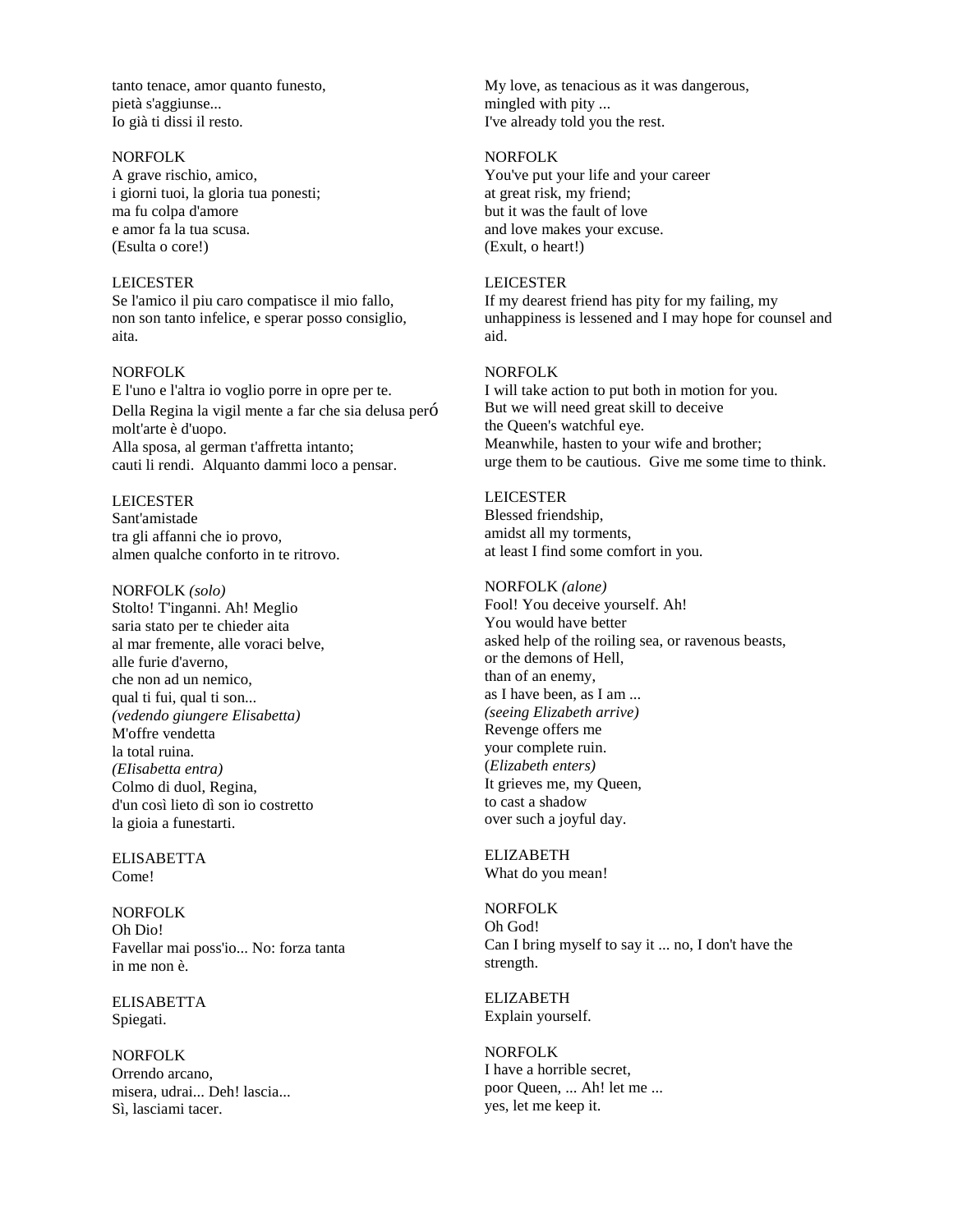tanto tenace, amor quanto funesto,
pietà s'aggiunse...
Io già ti dissi il resto.

My love, as tenacious as it was dangerous,
mingled with pity ...
I've already told you the rest.

NORFOLK
A grave rischio, amico,
i giorni tuoi, la gloria tua ponesti;
ma fu colpa d'amore
e amor fa la tua scusa.
(Esulta o core!)

NORFOLK
You've put your life and your career
at great risk, my friend;
but it was the fault of love
and love makes your excuse.
(Exult, o heart!)

LEICESTER
Se l'amico il piu caro compatisce il mio fallo,
non son tanto infelice, e sperar posso consiglio,
aita.

LEICESTER
If my dearest friend has pity for my failing, my
unhappiness is lessened and I may hope for counsel and
aid.

NORFOLK
E l'uno e l'altra io voglio porre in opre per te.
Della Regina la vigil mente a far che sia delusa peró
molt'arte è d'uopo.
Alla sposa, al german t'affretta intanto;
cauti li rendi. Alquanto dammi loco a pensar.

NORFOLK
I will take action to put both in motion for you.
But we will need great skill to deceive
the Queen's watchful eye.
Meanwhile, hasten to your wife and brother;
urge them to be cautious. Give me some time to think.

LEICESTER
Sant'amistade
tra gli affanni che io provo,
almen qualche conforto in te ritrovo.

LEICESTER
Blessed friendship,
amidst all my torments,
at least I find some comfort in you.

NORFOLK *(solo)*
Stolto! T'inganni. Ah! Meglio
saria stato per te chieder aita
al mar fremente, alle voraci belve,
alle furie d'averno,
che non ad un nemico,
qual ti fui, qual ti son...
*(vedendo giungere Elisabetta)*
M'offre vendetta
la total ruina.
*(EIisabetta entra)*
Colmo di duol, Regina,
d'un così lieto dì son io costretto
la gioia a funestarti.

NORFOLK *(alone)*
Fool! You deceive yourself. Ah!
You would have better
asked help of the roiling sea, or ravenous beasts,
or the demons of Hell,
than of an enemy,
as I have been, as I am ...
*(seeing Elizabeth arrive)*
Revenge offers me
your complete ruin.
(*Elizabeth enters)*
It grieves me, my Queen,
to cast a shadow
over such a joyful day.

ELISABETTA
Come!

ELIZABETH
What do you mean!

NORFOLK
Oh Dio!
Favellar mai poss'io... No: forza tanta
in me non è.

NORFOLK
Oh God!
Can I bring myself to say it ... no, I don't have the
strength.

ELISABETTA
Spiegati.

ELIZABETH
Explain yourself.

NORFOLK
Orrendo arcano,
misera, udrai... Deh! lascia...
Sì, lasciami tacer.

NORFOLK
I have a horrible secret,
poor Queen, ... Ah! let me ...
yes, let me keep it.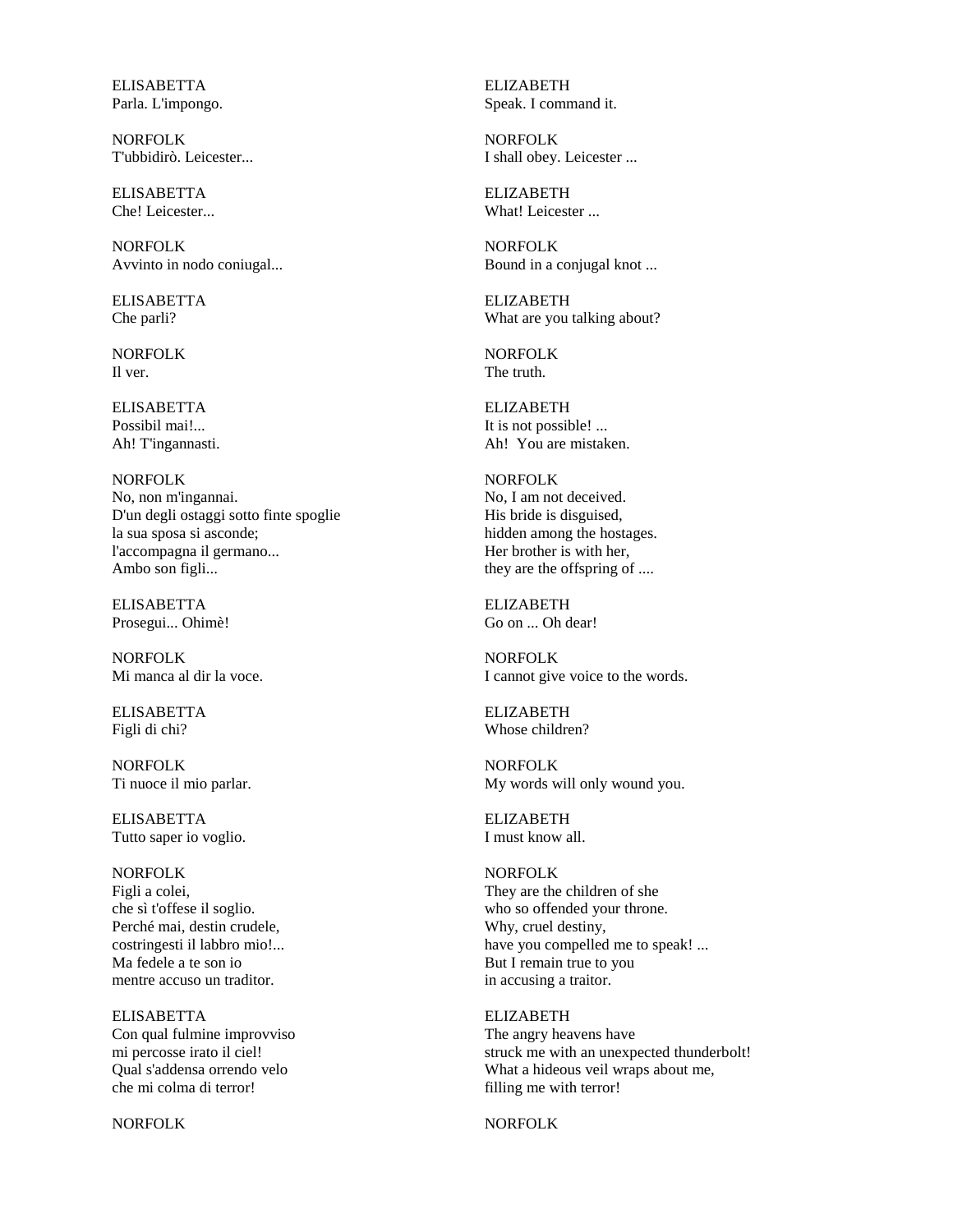| | |
|---|---|
| ELISABETTA<br>Parla. L'impongo. | ELIZABETH<br>Speak. I command it. |
| NORFOLK<br>T'ubbidirò. Leicester... | NORFOLK<br>I shall obey. Leicester ... |
| ELISABETTA<br>Che! Leicester... | ELIZABETH<br>What! Leicester ... |
| NORFOLK<br>Avvinto in nodo coniugal... | NORFOLK<br>Bound in a conjugal knot ... |
| ELISABETTA<br>Che parli? | ELIZABETH<br>What are you talking about? |
| NORFOLK<br>Il ver. | NORFOLK<br>The truth. |
| ELISABETTA<br>Possibil mai!...<br>Ah! T'ingannasti. | ELIZABETH<br>It is not possible! ...<br>Ah! You are mistaken. |
| NORFOLK<br>No, non m'ingannai.<br>D'un degli ostaggi sotto finte spoglie<br>la sua sposa si asconde;<br>l'accompagna il germano...<br>Ambo son figli... | NORFOLK<br>No, I am not deceived.<br>His bride is disguised,<br>hidden among the hostages.<br>Her brother is with her,<br>they are the offspring of .... |
| ELISABETTA<br>Prosegui... Ohimè! | ELIZABETH<br>Go on ... Oh dear! |
| NORFOLK<br>Mi manca al dir la voce. | NORFOLK<br>I cannot give voice to the words. |
| ELISABETTA<br>Figli di chi? | ELIZABETH<br>Whose children? |
| NORFOLK<br>Ti nuoce il mio parlar. | NORFOLK<br>My words will only wound you. |
| ELISABETTA<br>Tutto saper io voglio. | ELIZABETH<br>I must know all. |
| NORFOLK<br>Figli a colei,<br>che sì t'offese il soglio.<br>Perché mai, destin crudele,<br>costringesti il labbro mio!...<br>Ma fedele a te son io<br>mentre accuso un traditor. | NORFOLK<br>They are the children of she<br>who so offended your throne.<br>Why, cruel destiny,<br>have you compelled me to speak! ...<br>But I remain true to you<br>in accusing a traitor. |
| ELISABETTA<br>Con qual fulmine improvviso<br>mi percosse irato il ciel!<br>Qual s'addensa orrendo velo<br>che mi colma di terror! | ELIZABETH<br>The angry heavens have<br>struck me with an unexpected thunderbolt!<br>What a hideous veil wraps about me,<br>filling me with terror! |
| NORFOLK | NORFOLK |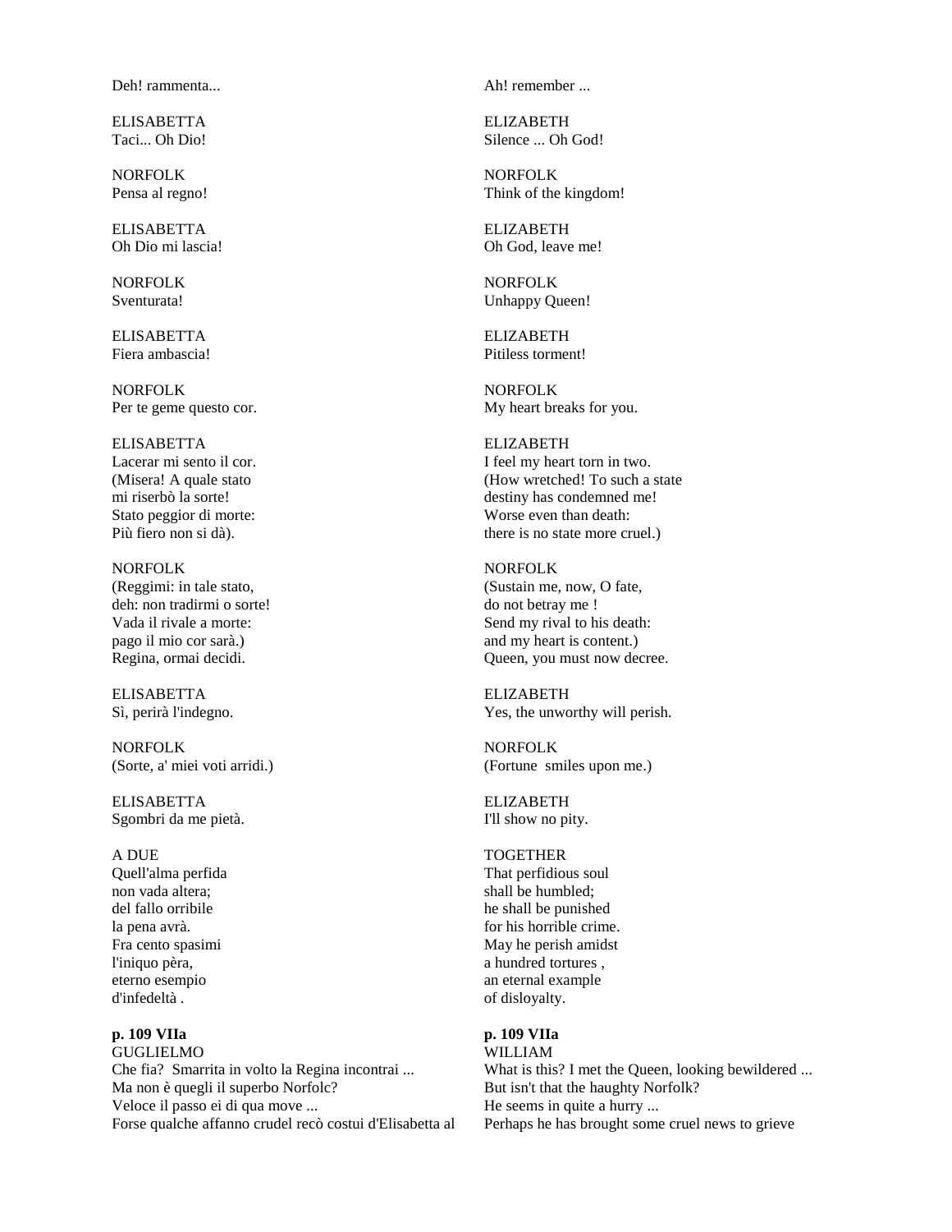| | |
|---|---|
| Deh! rammenta... | Ah! remember ... |
| ELISABETTA<br>Taci... Oh Dio! | ELIZABETH<br>Silence ... Oh God! |
| NORFOLK<br>Pensa al regno! | NORFOLK<br>Think of the kingdom! |
| ELISABETTA<br>Oh Dio mi lascia! | ELIZABETH<br>Oh God, leave me! |
| NORFOLK<br>Sventurata! | NORFOLK<br>Unhappy Queen! |
| ELISABETTA<br>Fiera ambascia! | ELIZABETH<br>Pitiless torment! |
| NORFOLK<br>Per te geme questo cor. | NORFOLK<br>My heart breaks for you. |
| ELISABETTA<br>Lacerar mi sento il cor.<br>(Misera! A quale stato<br>mi riserbò la sorte!<br>Stato peggior di morte:<br>Più fiero non si dà). | ELIZABETH<br>I feel my heart torn in two.<br>(How wretched! To such a state<br>destiny has condemned me!<br>Worse even than death:<br>there is no state more cruel.) |
| NORFOLK<br>(Reggimi: in tale stato,<br>deh: non tradirmi o sorte!<br>Vada il rivale a morte:<br>pago il mio cor sarà.)<br>Regina, ormai decidi. | NORFOLK<br>(Sustain me, now, O fate,<br>do not betray me !<br>Send my rival to his death:<br>and my heart is content.)<br>Queen, you must now decree. |
| ELISABETTA<br>Sì, perirà l'indegno. | ELIZABETH<br>Yes, the unworthy will perish. |
| NORFOLK<br>(Sorte, a' miei voti arridi.) | NORFOLK<br>(Fortune smiles upon me.) |
| ELISABETTA<br>Sgombri da me pietà. | ELIZABETH<br>I'll show no pity. |
| A DUE<br>Quell'alma perfida<br>non vada altera;<br>del fallo orribile<br>la pena avrà.<br>Fra cento spasimi<br>l'iniquo pèra,<br>eterno esempio<br>d'infedeltà . | TOGETHER<br>That perfidious soul<br>shall be humbled;<br>he shall be punished<br>for his horrible crime.<br>May he perish amidst<br>a hundred tortures ,<br>an eternal example<br>of disloyalty. |
| **p. 109 VIIa** | **p. 109 VIIa** |
| GUGLIELMO<br>Che fia? Smarrita in volto la Regina incontrai ...<br>Ma non è quegli il superbo Norfolc?<br>Veloce il passo ei di qua move ...<br>Forse qualche affanno crudel recò costui d'Elisabetta al | WILLIAM<br>What is this? I met the Queen, looking bewildered ...<br>But isn't that the haughty Norfolk?<br>He seems in quite a hurry ...<br>Perhaps he has brought some cruel news to grieve |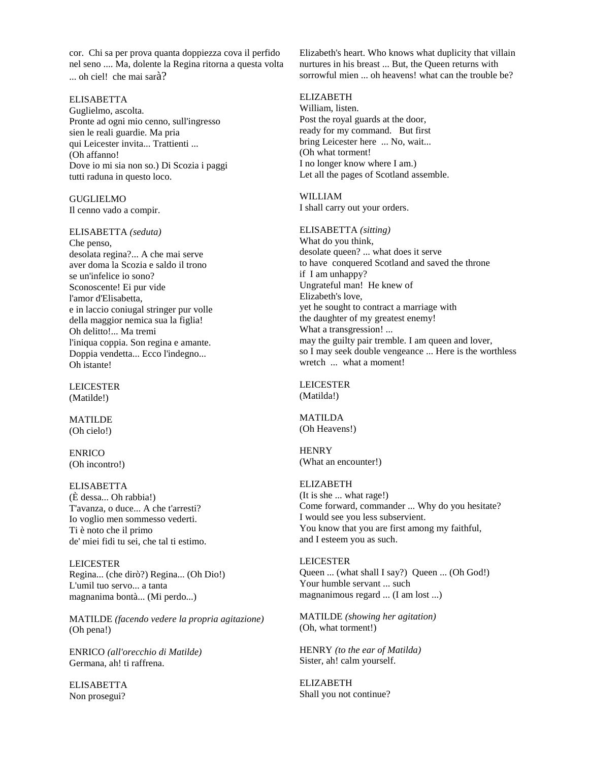cor. Chi sa per prova quanta doppiezza cova il perfido nel seno .... Ma, dolente la Regina ritorna a questa volta ... oh ciel! che mai sarà?

ELISABETTA
Guglielmo, ascolta.
Pronte ad ogni mio cenno, sull'ingresso
sien le reali guardie. Ma pria
qui Leicester invita... Trattienti ...
(Oh affanno!
Dove io mi sia non so.) Di Scozia i paggi
tutti raduna in questo loco.

GUGLIELMO
Il cenno vado a compir.

ELISABETTA *(seduta)*
Che penso,
desolata regina?... A che mai serve
aver doma la Scozia e saldo il trono
se un'infelice io sono?
Sconoscente! Ei pur vide
l'amor d'Elisabetta,
e in laccio coniugal stringer pur volle
della maggior nemica sua la figlia!
Oh delitto!... Ma tremi
l'iniqua coppia. Son regina e amante.
Doppia vendetta... Ecco l'indegno...
Oh istante!

LEICESTER
(Matilde!)

MATILDE
(Oh cielo!)

ENRICO
(Oh incontro!)

ELISABETTA
(È dessa... Oh rabbia!)
T'avanza, o duce... A che t'arresti?
Io voglio men sommesso vederti.
Ti è noto che il primo
de' miei fidi tu sei, che tal ti estimo.

LEICESTER
Regina... (che dirò?) Regina... (Oh Dio!)
L'umil tuo servo... a tanta
magnanima bontà... (Mi perdo...)

MATILDE *(facendo vedere la propria agitazione)*
(Oh pena!)

ENRICO *(all'orecchio di Matilde)*
Germana, ah! ti raffrena.

ELISABETTA
Non prosegui?

Elizabeth's heart. Who knows what duplicity that villain nurtures in his breast ... But, the Queen returns with sorrowful mien ... oh heavens! what can the trouble be?

ELIZABETH
William, listen.
Post the royal guards at the door,
ready for my command. But first
bring Leicester here ... No, wait...
(Oh what torment!
I no longer know where I am.)
Let all the pages of Scotland assemble.

WILLIAM
I shall carry out your orders.

ELISABETTA *(sitting)*
What do you think,
desolate queen? ... what does it serve
to have conquered Scotland and saved the throne
if I am unhappy?
Ungrateful man! He knew of
Elizabeth's love,
yet he sought to contract a marriage with
the daughter of my greatest enemy!
What a transgression! ...
may the guilty pair tremble. I am queen and lover,
so I may seek double vengeance ... Here is the worthless
wretch ... what a moment!

LEICESTER
(Matilda!)

MATILDA
(Oh Heavens!)

HENRY
(What an encounter!)

ELIZABETH
(It is she ... what rage!)
Come forward, commander ... Why do you hesitate?
I would see you less subservient.
You know that you are first among my faithful,
and I esteem you as such.

LEICESTER
Queen ... (what shall I say?) Queen ... (Oh God!)
Your humble servant ... such
magnanimous regard ... (I am lost ...)

MATILDE *(showing her agitation)*
(Oh, what torment!)

HENRY *(to the ear of Matilda)*
Sister, ah! calm yourself.

ELIZABETH
Shall you not continue?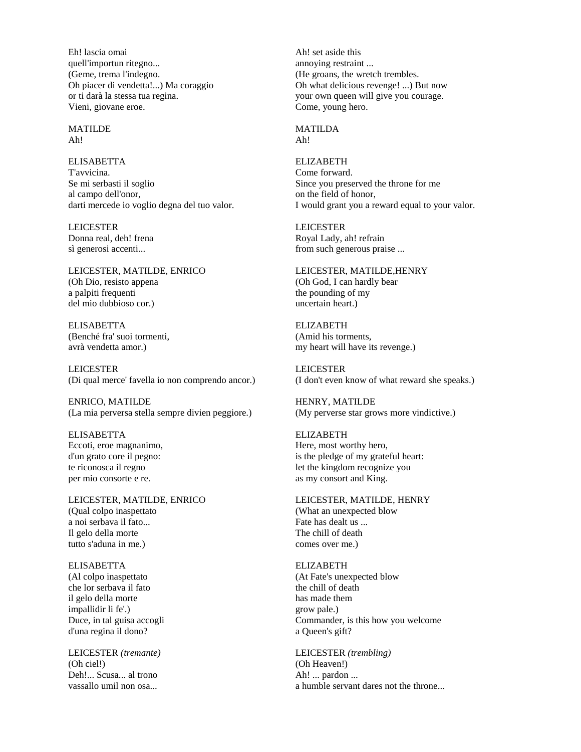Eh! lascia omai
quell'importun ritegno...
(Geme, trema l'indegno.
Oh piacer di vendetta!...) Ma coraggio
or ti darà la stessa tua regina.
Vieni, giovane eroe.

MATILDE
Ah!

ELISABETTA
T'avvicina.
Se mi serbasti il soglio
al campo dell'onor,
darti mercede io voglio degna del tuo valor.

LEICESTER
Donna real, deh! frena
sì generosi accenti...

LEICESTER, MATILDE, ENRICO
(Oh Dio, resisto appena
a palpiti frequenti
del mio dubbioso cor.)

ELISABETTA
(Benché fra' suoi tormenti,
avrà vendetta amor.)

LEICESTER
(Di qual merce' favella io non comprendo ancor.)

ENRICO, MATILDE
(La mia perversa stella sempre divien peggiore.)

ELISABETTA
Eccoti, eroe magnanimo,
d'un grato core il pegno:
te riconosca il regno
per mio consorte e re.

LEICESTER, MATILDE, ENRICO
(Qual colpo inaspettato
a noi serbava il fato...
Il gelo della morte
tutto s'aduna in me.)

ELISABETTA
(Al colpo inaspettato
che lor serbava il fato
il gelo della morte
impallidir li fe'.)
Duce, in tal guisa accogli
d'una regina il dono?

LEICESTER *(tremante)*
(Oh ciel!)
Deh!... Scusa... al trono
vassallo umil non osa...

---

Ah! set aside this
annoying restraint ...
(He groans, the wretch trembles.
Oh what delicious revenge! ...) But now
your own queen will give you courage.
Come, young hero.

MATILDA
Ah!

ELIZABETH
Come forward.
Since you preserved the throne for me
on the field of honor,
I would grant you a reward equal to your valor.

LEICESTER
Royal Lady, ah! refrain
from such generous praise ...

LEICESTER, MATILDE,HENRY
(Oh God, I can hardly bear
the pounding of my
uncertain heart.)

ELIZABETH
(Amid his torments,
my heart will have its revenge.)

LEICESTER
(I don't even know of what reward she speaks.)

HENRY, MATILDE
(My perverse star grows more vindictive.)

ELIZABETH
Here, most worthy hero,
is the pledge of my grateful heart:
let the kingdom recognize you
as my consort and King.

LEICESTER, MATILDE, HENRY
(What an unexpected blow
Fate has dealt us ...
The chill of death
comes over me.)

ELIZABETH
(At Fate's unexpected blow
the chill of death
has made them
grow pale.)
Commander, is this how you welcome
a Queen's gift?

LEICESTER *(trembling)*
(Oh Heaven!)
Ah! ... pardon ...
a humble servant dares not the throne...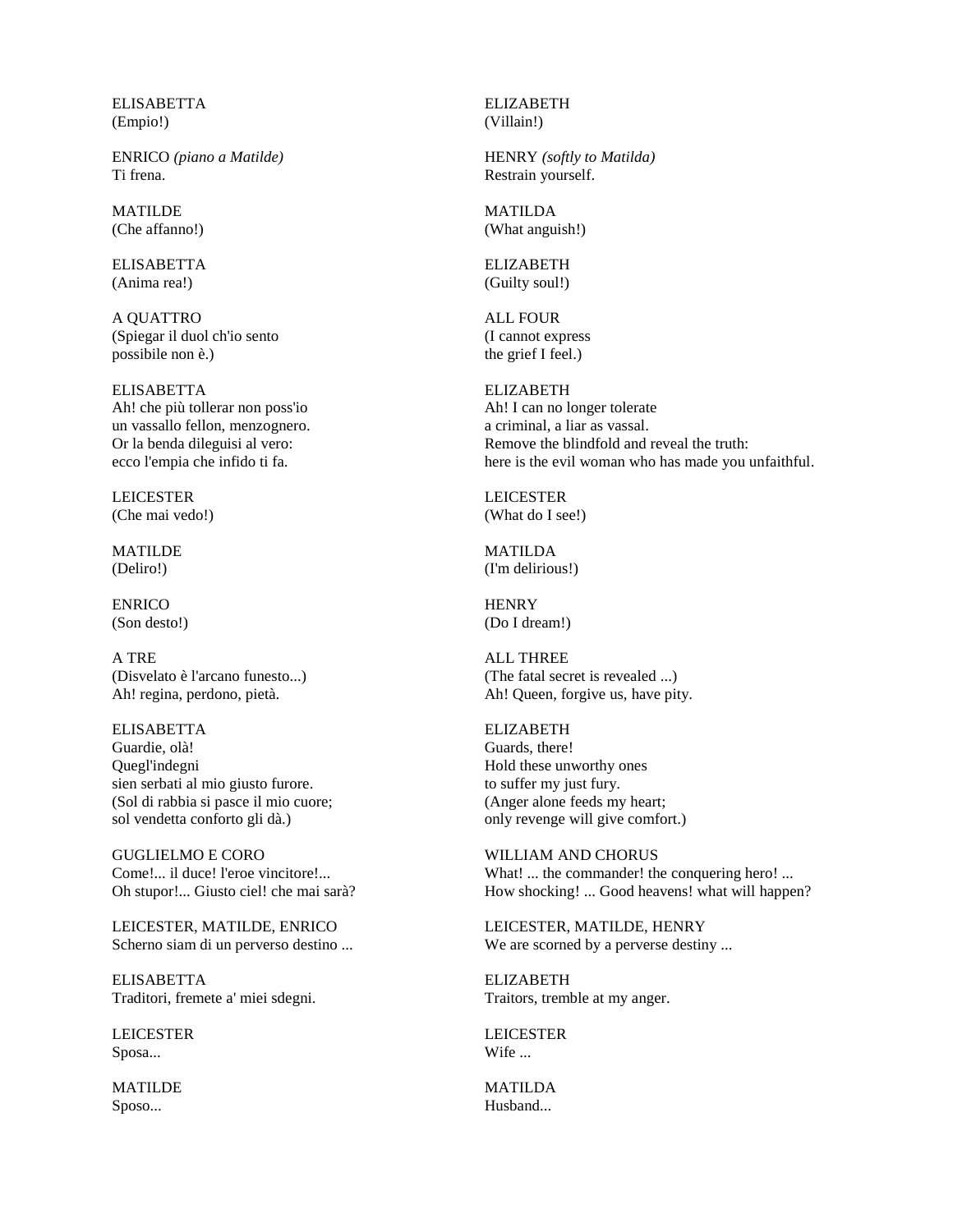| | |
|---|---|
| ELISABETTA<br>(Empio!) | ELIZABETH<br>(Villain!) |
| ENRICO *(piano a Matilde)*<br>Ti frena. | HENRY *(softly to Matilda)*<br>Restrain yourself. |
| MATILDE<br>(Che affanno!) | MATILDA<br>(What anguish!) |
| ELISABETTA<br>(Anima rea!) | ELIZABETH<br>(Guilty soul!) |
| A QUATTRO<br>(Spiegar il duol ch'io sento<br>possibile non è.) | ALL FOUR<br>(I cannot express<br>the grief I feel.) |
| ELISABETTA<br>Ah! che più tollerar non poss'io<br>un vassallo fellon, menzognero.<br>Or la benda dileguisi al vero:<br>ecco l'empia che infido ti fa. | ELIZABETH<br>Ah! I can no longer tolerate<br>a criminal, a liar as vassal.<br>Remove the blindfold and reveal the truth:<br>here is the evil woman who has made you unfaithful. |
| LEICESTER<br>(Che mai vedo!) | LEICESTER<br>(What do I see!) |
| MATILDE<br>(Deliro!) | MATILDA<br>(I'm delirious!) |
| ENRICO<br>(Son desto!) | HENRY<br>(Do I dream!) |
| A TRE<br>(Disvelato è l'arcano funesto...)<br>Ah! regina, perdono, pietà. | ALL THREE<br>(The fatal secret is revealed ...)<br>Ah! Queen, forgive us, have pity. |
| ELISABETTA<br>Guardie, olà!<br>Quegl'indegni<br>sien serbati al mio giusto furore.<br>(Sol di rabbia si pasce il mio cuore;<br>sol vendetta conforto gli dà.) | ELIZABETH<br>Guards, there!<br>Hold these unworthy ones<br>to suffer my just fury.<br>(Anger alone feeds my heart;<br>only revenge will give comfort.) |
| GUGLIELMO E CORO<br>Come!... il duce! l'eroe vincitore!...<br>Oh stupor!... Giusto ciel! che mai sarà? | WILLIAM AND CHORUS<br>What! ... the commander! the conquering hero! ...<br>How shocking! ... Good heavens! what will happen? |
| LEICESTER, MATILDE, ENRICO<br>Scherno siam di un perverso destino ... | LEICESTER, MATILDE, HENRY<br>We are scorned by a perverse destiny ... |
| ELISABETTA<br>Traditori, fremete a' miei sdegni. | ELIZABETH<br>Traitors, tremble at my anger. |
| LEICESTER<br>Sposa... | LEICESTER<br>Wife ... |
| MATILDE<br>Sposo... | MATILDA<br>Husband... |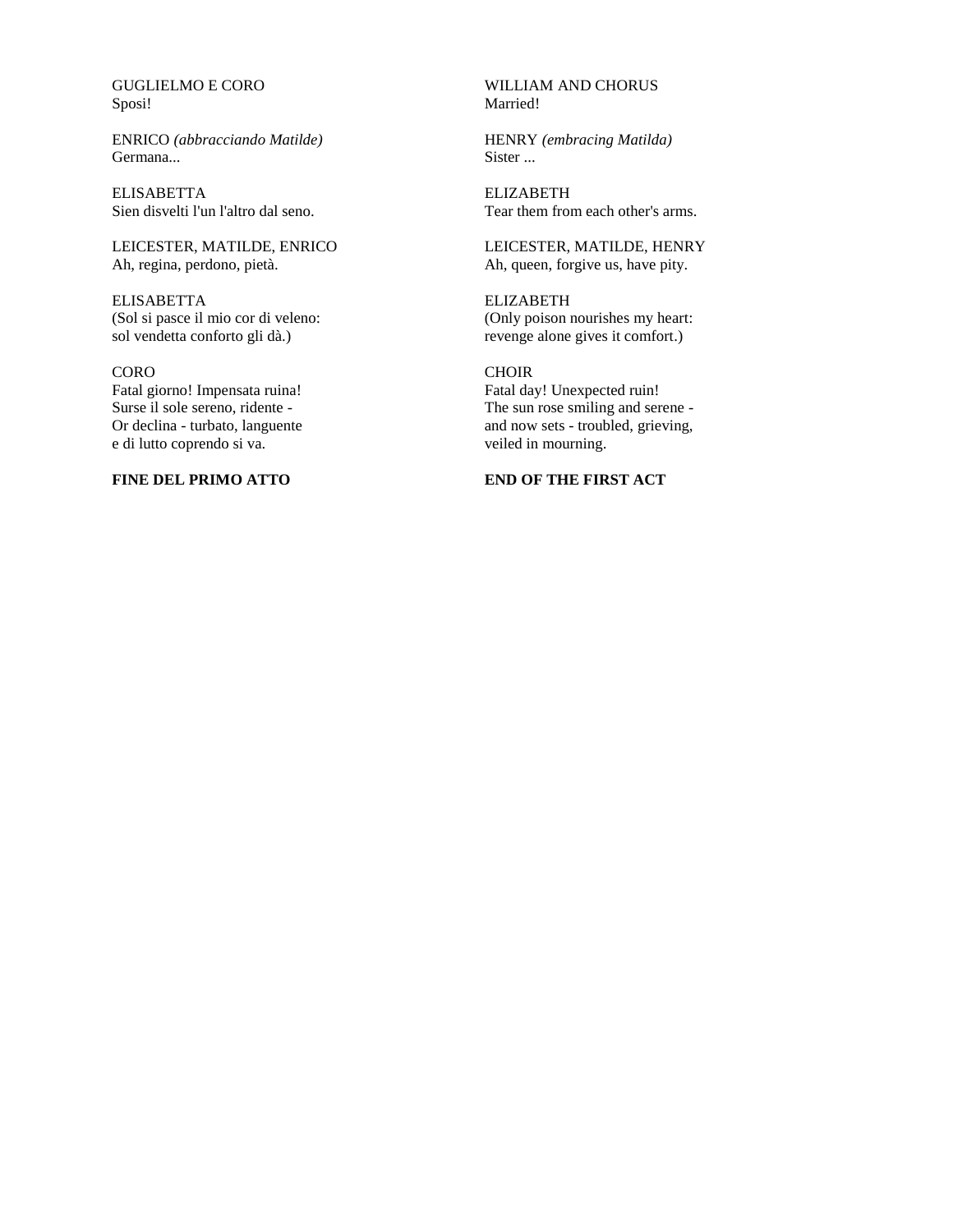GUGLIELMO E CORO
Sposi!

ENRICO *(abbracciando Matilde)*
Germana...

ELISABETTA
Sien disvelti l'un l'altro dal seno.

LEICESTER, MATILDE, ENRICO
Ah, regina, perdono, pietà.

ELISABETTA
(Sol si pasce il mio cor di veleno:
sol vendetta conforto gli dà.)

CORO
Fatal giorno! Impensata ruina!
Surse il sole sereno, ridente -
Or declina - turbato, languente
e di lutto coprendo si va.

**FINE DEL PRIMO ATTO**

WILLIAM AND CHORUS
Married!

HENRY *(embracing Matilda)*
Sister ...

ELIZABETH
Tear them from each other's arms.

LEICESTER, MATILDE, HENRY
Ah, queen, forgive us, have pity.

ELIZABETH
(Only poison nourishes my heart:
revenge alone gives it comfort.)

CHOIR
Fatal day! Unexpected ruin!
The sun rose smiling and serene -
and now sets - troubled, grieving,
veiled in mourning.

**END OF THE FIRST ACT**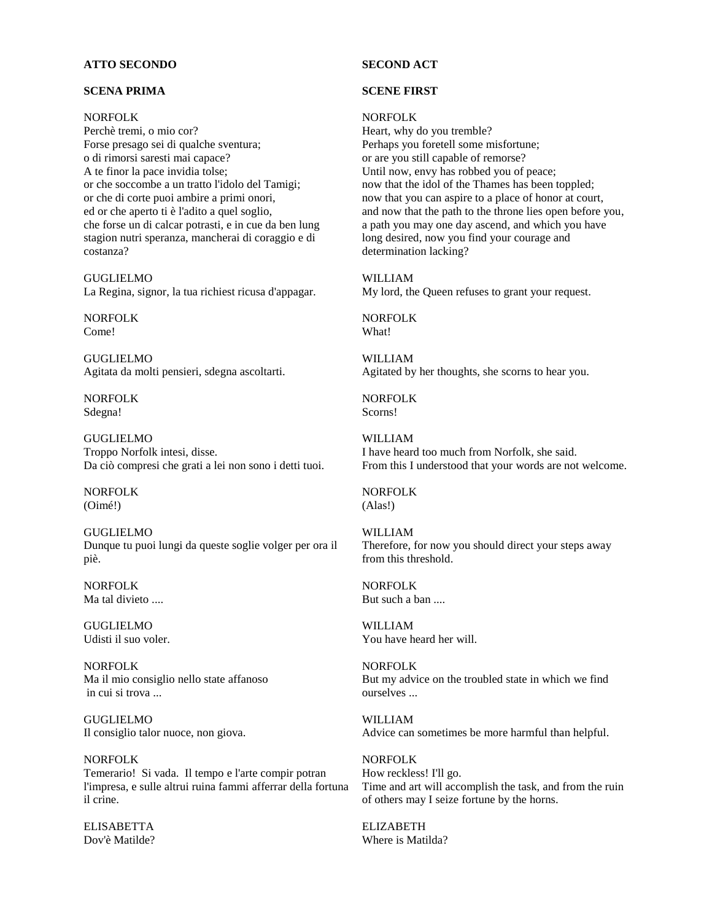## ATTO SECONDO

### SCENA PRIMA

NORFOLK
Perchè tremi, o mio cor?
Forse presago sei di qualche sventura;
o di rimorsi saresti mai capace?
A te finor la pace invidia tolse;
or che soccombe a un tratto l'idolo del Tamigi;
or che di corte puoi ambire a primi onori,
ed or che aperto ti è l'adito a quel soglio,
che forse un di calcar potrasti, e in cue da ben lung stagion nutri speranza, mancherai di coraggio e di costanza?

GUGLIELMO
La Regina, signor, la tua richiest ricusa d'appagar.

NORFOLK
Come!

GUGLIELMO
Agitata da molti pensieri, sdegna ascoltarti.

NORFOLK
Sdegna!

GUGLIELMO
Troppo Norfolk intesi, disse.
Da ciò compresi che grati a lei non sono i detti tuoi.

NORFOLK
(Oimé!)

GUGLIELMO
Dunque tu puoi lungi da queste soglie volger per ora il piè.

NORFOLK
Ma tal divieto ....

GUGLIELMO
Udisti il suo voler.

NORFOLK
Ma il mio consiglio nello state affanoso
in cui si trova ...

GUGLIELMO
Il consiglio talor nuoce, non giova.

NORFOLK
Temerario! Si vada. Il tempo e l'arte compir potran l'impresa, e sulle altrui ruina fammi afferrar della fortuna il crine.

ELISABETTA
Dov'è Matilde?

## SECOND ACT

### SCENE FIRST

NORFOLK
Heart, why do you tremble?
Perhaps you foretell some misfortune;
or are you still capable of remorse?
Until now, envy has robbed you of peace;
now that the idol of the Thames has been toppled;
now that you can aspire to a place of honor at court,
and now that the path to the throne lies open before you,
a path you may one day ascend, and which you have long desired, now you find your courage and determination lacking?

WILLIAM
My lord, the Queen refuses to grant your request.

NORFOLK
What!

WILLIAM
Agitated by her thoughts, she scorns to hear you.

NORFOLK
Scorns!

WILLIAM
I have heard too much from Norfolk, she said.
From this I understood that your words are not welcome.

NORFOLK
(Alas!)

WILLIAM
Therefore, for now you should direct your steps away from this threshold.

NORFOLK
But such a ban ....

WILLIAM
You have heard her will.

NORFOLK
But my advice on the troubled state in which we find ourselves ...

WILLIAM
Advice can sometimes be more harmful than helpful.

NORFOLK
How reckless! I'll go.
Time and art will accomplish the task, and from the ruin of others may I seize fortune by the horns.

ELIZABETH
Where is Matilda?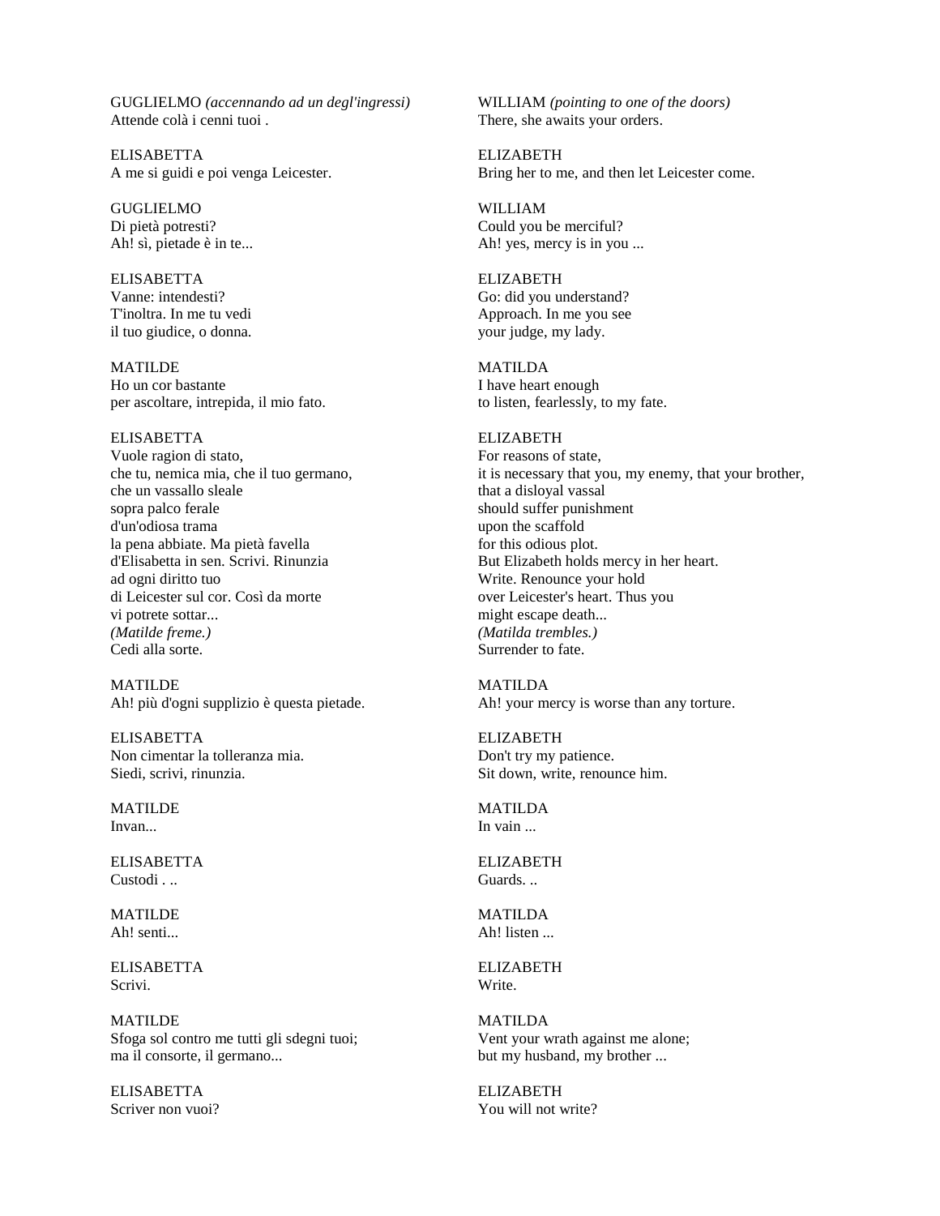GUGLIELMO *(accennando ad un degl'ingressi)*
Attende colà i cenni tuoi .

ELISABETTA
A me si guidi e poi venga Leicester.

GUGLIELMO
Di pietà potresti?
Ah! sì, pietade è in te...

ELISABETTA
Vanne: intendesti?
T'inoltra. In me tu vedi
il tuo giudice, o donna.

MATILDE
Ho un cor bastante
per ascoltare, intrepida, il mio fato.

ELISABETTA
Vuole ragion di stato,
che tu, nemica mia, che il tuo germano,
che un vassallo sleale
sopra palco ferale
d'un'odiosa trama
la pena abbiate. Ma pietà favella
d'Elisabetta in sen. Scrivi. Rinunzia
ad ogni diritto tuo
di Leicester sul cor. Così da morte
vi potrete sottar...
*(Matilde freme.)*
Cedi alla sorte.

MATILDE
Ah! più d'ogni supplizio è questa pietade.

ELISABETTA
Non cimentar la tolleranza mia.
Siedi, scrivi, rinunzia.

MATILDE
Invan...

ELISABETTA
Custodi . ..

MATILDE
Ah! senti...

ELISABETTA
Scrivi.

MATILDE
Sfoga sol contro me tutti gli sdegni tuoi;
ma il consorte, il germano...

ELISABETTA
Scriver non vuoi?

WILLIAM *(pointing to one of the doors)*
There, she awaits your orders.

ELIZABETH
Bring her to me, and then let Leicester come.

WILLIAM
Could you be merciful?
Ah! yes, mercy is in you ...

ELIZABETH
Go: did you understand?
Approach. In me you see
your judge, my lady.

MATILDA
I have heart enough
to listen, fearlessly, to my fate.

ELIZABETH
For reasons of state,
it is necessary that you, my enemy, that your brother,
that a disloyal vassal
should suffer punishment
upon the scaffold
for this odious plot.
But Elizabeth holds mercy in her heart.
Write. Renounce your hold
over Leicester's heart. Thus you
might escape death...
*(Matilda trembles.)*
Surrender to fate.

MATILDA
Ah! your mercy is worse than any torture.

ELIZABETH
Don't try my patience.
Sit down, write, renounce him.

MATILDA
In vain ...

ELIZABETH
Guards. ..

MATILDA
Ah! listen ...

ELIZABETH
Write.

MATILDA
Vent your wrath against me alone;
but my husband, my brother ...

ELIZABETH
You will not write?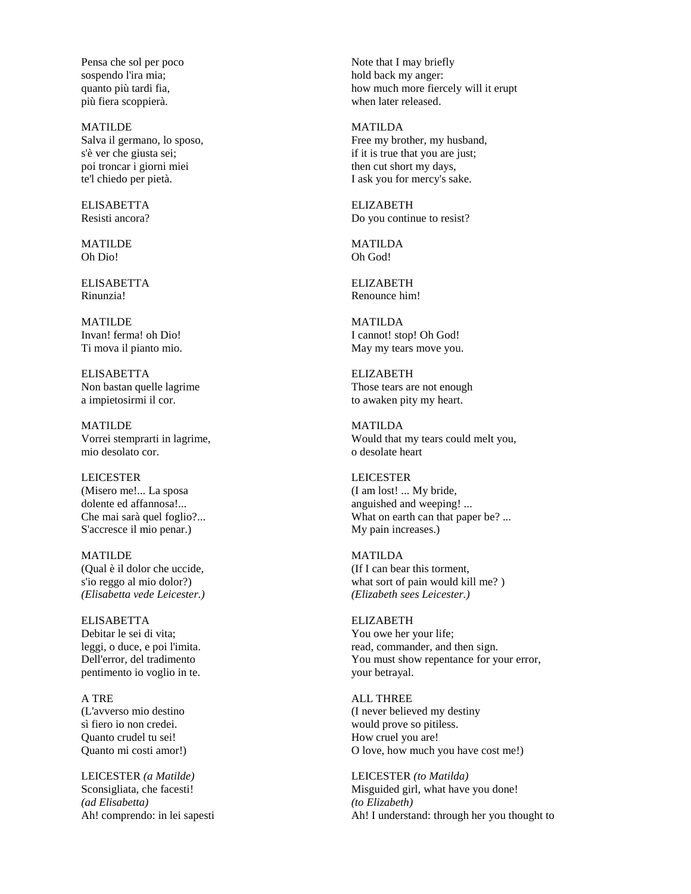Pensa che sol per poco
sospendo l'ira mia;
quanto più tardi fia,
più fiera scoppierà.

Note that I may briefly
hold back my anger:
how much more fiercely will it erupt
when later released.

MATILDE
Salva il germano, lo sposo,
s'è ver che giusta sei;
poi troncar i giorni miei
te'l chiedo per pietà.

MATILDA
Free my brother, my husband,
if it is true that you are just;
then cut short my days,
I ask you for mercy's sake.

ELISABETTA
Resisti ancora?

ELIZABETH
Do you continue to resist?

MATILDE
Oh Dio!

MATILDA
Oh God!

ELISABETTA
Rinunzia!

ELIZABETH
Renounce him!

MATILDE
Invan! ferma! oh Dio!
Ti mova il pianto mio.

MATILDA
I cannot! stop! Oh God!
May my tears move you.

ELISABETTA
Non bastan quelle lagrime
a impietosirmi il cor.

ELIZABETH
Those tears are not enough
to awaken pity my heart.

MATILDE
Vorrei stemprarti in lagrime,
mio desolato cor.

MATILDA
Would that my tears could melt you,
o desolate heart

LEICESTER
(Misero me!... La sposa
dolente ed affannosa!...
Che mai sarà quel foglio?...
S'accresce il mio penar.)

LEICESTER
(I am lost! ... My bride,
anguished and weeping! ...
What on earth can that paper be? ...
My pain increases.)

MATILDE
(Qual è il dolor che uccide,
s'io reggo al mio dolor?)
*(Elisabetta vede Leicester.)*

MATILDA
(If I can bear this torment,
what sort of pain would kill me? )
*(Elizabeth sees Leicester.)*

ELISABETTA
Debitar le sei di vita;
leggi, o duce, e poi l'imita.
Dell'error, del tradimento
pentimento io voglio in te.

ELIZABETH
You owe her your life;
read, commander, and then sign.
You must show repentance for your error,
your betrayal.

A TRE
(L'avverso mio destino
sì fiero io non credei.
Quanto crudel tu sei!
Quanto mi costi amor!)

ALL THREE
(I never believed my destiny
would prove so pitiless.
How cruel you are!
O love, how much you have cost me!)

LEICESTER *(a Matilde)*
Sconsigliata, che facesti!
*(ad Elisabetta)*
Ah! comprendo: in lei sapesti

LEICESTER *(to Matilda)*
Misguided girl, what have you done!
*(to Elizabeth)*
Ah! I understand: through her you thought to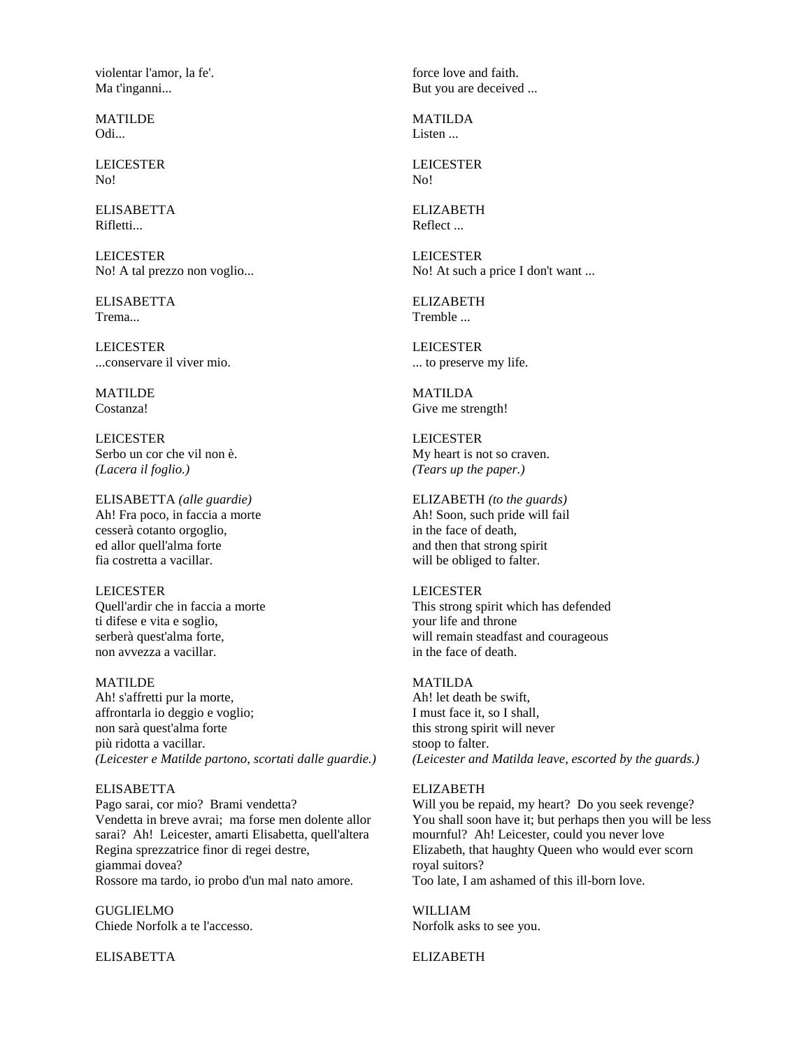| | |
|---|---|
| violentar l'amor, la fe'.<br>Ma t'inganni... | force love and faith.<br>But you are deceived ... |
| MATILDE<br>Odi... | MATILDA<br>Listen ... |
| LEICESTER<br>No! | LEICESTER<br>No! |
| ELISABETTA<br>Rifletti... | ELIZABETH<br>Reflect ... |
| LEICESTER<br>No! A tal prezzo non voglio... | LEICESTER<br>No! At such a price I don't want ... |
| ELISABETTA<br>Trema... | ELIZABETH<br>Tremble ... |
| LEICESTER<br>...conservare il viver mio. | LEICESTER<br>... to preserve my life. |
| MATILDE<br>Costanza! | MATILDA<br>Give me strength! |
| LEICESTER<br>Serbo un cor che vil non è.<br>*(Lacera il foglio.)* | LEICESTER<br>My heart is not so craven.<br>*(Tears up the paper.)* |
| ELISABETTA *(alle guardie)*<br>Ah! Fra poco, in faccia a morte<br>cesserà cotanto orgoglio,<br>ed allor quell'alma forte<br>fia costretta a vacillar. | ELIZABETH *(to the guards)*<br>Ah! Soon, such pride will fail<br>in the face of death,<br>and then that strong spirit<br>will be obliged to falter. |
| LEICESTER<br>Quell'ardir che in faccia a morte<br>ti difese e vita e soglio,<br>serberà quest'alma forte,<br>non avvezza a vacillar. | LEICESTER<br>This strong spirit which has defended<br>your life and throne<br>will remain steadfast and courageous<br>in the face of death. |
| MATILDE<br>Ah! s'affretti pur la morte,<br>affrontarla io deggio e voglio;<br>non sarà quest'alma forte<br>più ridotta a vacillar.<br>*(Leicester e Matilde partono, scortati dalle guardie.)* | MATILDA<br>Ah! let death be swift,<br>I must face it, so I shall,<br>this strong spirit will never<br>stoop to falter.<br>*(Leicester and Matilda leave, escorted by the guards.)* |
| ELISABETTA<br>Pago sarai, cor mio? Brami vendetta?<br>Vendetta in breve avrai; ma forse men dolente allor sarai? Ah! Leicester, amarti Elisabetta, quell'altera Regina sprezzatrice finor di regei destre,<br>giammai dovea?<br>Rossore ma tardo, io probo d'un mal nato amore. | ELIZABETH<br>Will you be repaid, my heart? Do you seek revenge?<br>You shall soon have it; but perhaps then you will be less mournful? Ah! Leicester, could you never love Elizabeth, that haughty Queen who would ever scorn royal suitors?<br>Too late, I am ashamed of this ill-born love. |
| GUGLIELMO<br>Chiede Norfolk a te l'accesso. | WILLIAM<br>Norfolk asks to see you. |
| ELISABETTA | ELIZABETH |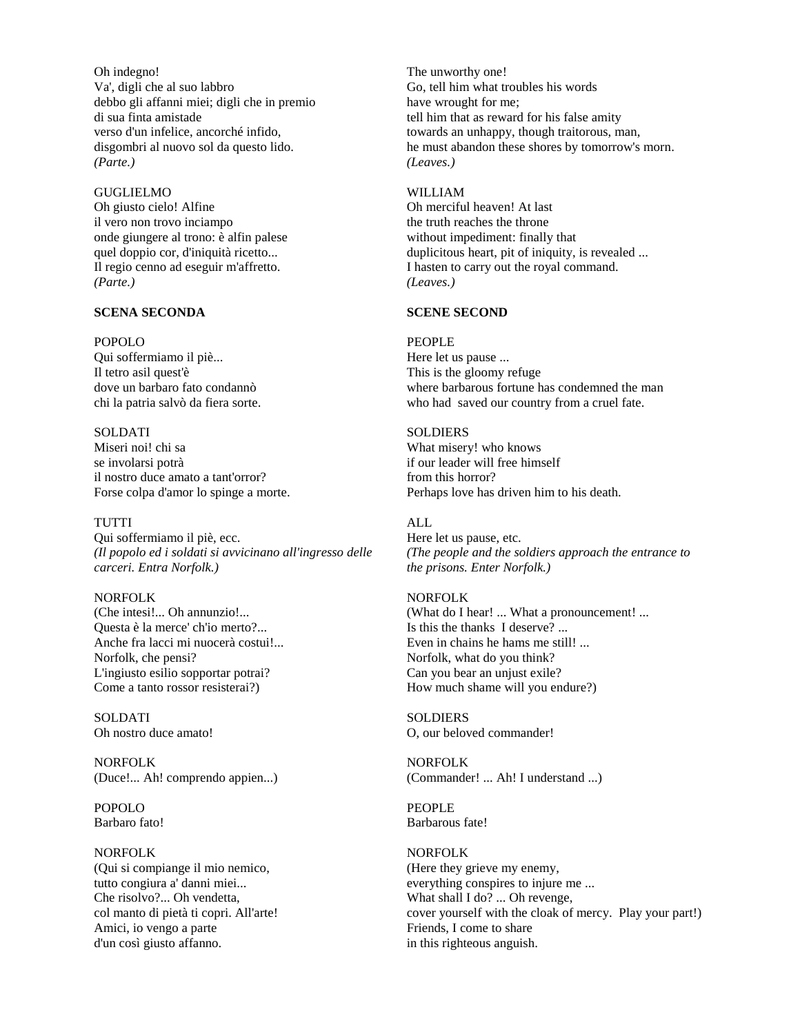Oh indegno!
Va', digli che al suo labbro
debbo gli affanni miei; digli che in premio
di sua finta amistade
verso d'un infelice, ancorché infido,
disgombri al nuovo sol da questo lido.
*(Parte.)*

The unworthy one!
Go, tell him what troubles his words
have wrought for me;
tell him that as reward for his false amity
towards an unhappy, though traitorous, man,
he must abandon these shores by tomorrow's morn.
*(Leaves.)*

GUGLIELMO
Oh giusto cielo! Alfine
il vero non trovo inciampo
onde giungere al trono: è alfin palese
quel doppio cor, d'iniquità ricetto...
Il regio cenno ad eseguir m'affretto.
*(Parte.)*

WILLIAM
Oh merciful heaven! At last
the truth reaches the throne
without impediment: finally that
duplicitous heart, pit of iniquity, is revealed ...
I hasten to carry out the royal command.
*(Leaves.)*

**SCENA SECONDA**

**SCENE SECOND**

POPOLO
Qui soffermiamo il piè...
Il tetro asil quest'è
dove un barbaro fato condannò
chi la patria salvò da fiera sorte.

PEOPLE
Here let us pause ...
This is the gloomy refuge
where barbarous fortune has condemned the man
who had saved our country from a cruel fate.

SOLDATI
Miseri noi! chi sa
se involarsi potrà
il nostro duce amato a tant'orror?
Forse colpa d'amor lo spinge a morte.

SOLDIERS
What misery! who knows
if our leader will free himself
from this horror?
Perhaps love has driven him to his death.

TUTTI
Qui soffermiamo il piè, ecc.
*(Il popolo ed i soldati si avvicinano all'ingresso delle carceri. Entra Norfolk.)*

ALL
Here let us pause, etc.
*(The people and the soldiers approach the entrance to the prisons. Enter Norfolk.)*

NORFOLK
(Che intesi!... Oh annunzio!...
Questa è la merce' ch'io merto?...
Anche fra lacci mi nuocerà costui!...
Norfolk, che pensi?
L'ingiusto esilio sopportar potrai?
Come a tanto rossor resisterai?)

NORFOLK
(What do I hear! ... What a pronouncement! ...
Is this the thanks I deserve? ...
Even in chains he hams me still! ...
Norfolk, what do you think?
Can you bear an unjust exile?
How much shame will you endure?)

SOLDATI
Oh nostro duce amato!

SOLDIERS
O, our beloved commander!

NORFOLK
(Duce!... Ah! comprendo appien...)

NORFOLK
(Commander! ... Ah! I understand ...)

POPOLO
Barbaro fato!

PEOPLE
Barbarous fate!

NORFOLK
(Qui si compiange il mio nemico,
tutto congiura a' danni miei...
Che risolvo?... Oh vendetta,
col manto di pietà ti copri. All'arte!
Amici, io vengo a parte
d'un così giusto affanno.

NORFOLK
(Here they grieve my enemy,
everything conspires to injure me ...
What shall I do? ... Oh revenge,
cover yourself with the cloak of mercy. Play your part!)
Friends, I come to share
in this righteous anguish.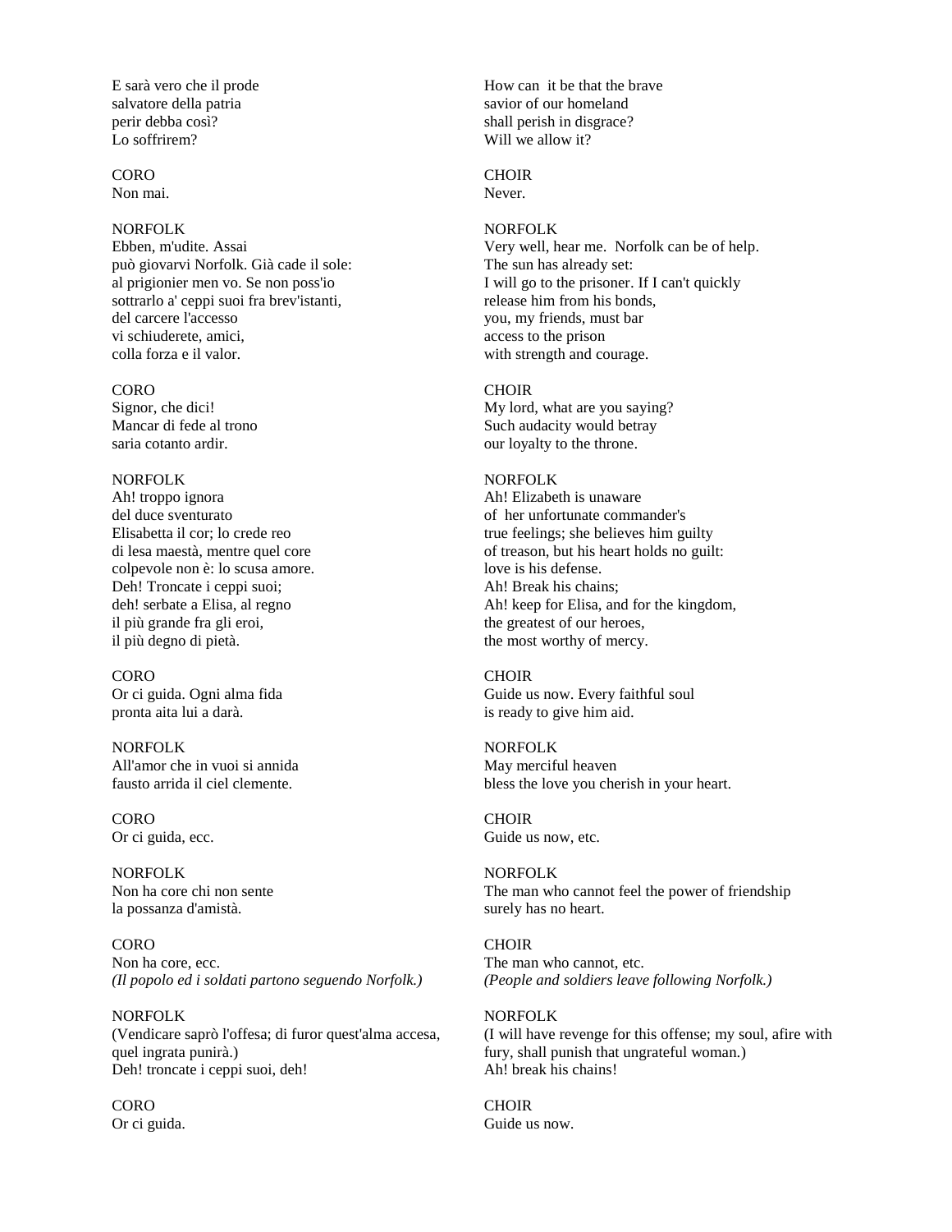| | |
|---|---|
| E sarà vero che il prode<br>salvatore della patria<br>perir debba così?<br>Lo soffrirem? | How can it be that the brave<br>savior of our homeland<br>shall perish in disgrace?<br>Will we allow it? |
| CORO<br>Non mai. | CHOIR<br>Never. |
| NORFOLK<br>Ebben, m'udite. Assai<br>può giovarvi Norfolk. Già cade il sole:<br>al prigionier men vo. Se non poss'io<br>sottrarlo a' ceppi suoi fra brev'istanti,<br>del carcere l'accesso<br>vi schiuderete, amici,<br>colla forza e il valor. | NORFOLK<br>Very well, hear me. Norfolk can be of help.<br>The sun has already set:<br>I will go to the prisoner. If I can't quickly<br>release him from his bonds,<br>you, my friends, must bar<br>access to the prison<br>with strength and courage. |
| CORO<br>Signor, che dici!<br>Mancar di fede al trono<br>saria cotanto ardir. | CHOIR<br>My lord, what are you saying?<br>Such audacity would betray<br>our loyalty to the throne. |
| NORFOLK<br>Ah! troppo ignora<br>del duce sventurato<br>Elisabetta il cor; lo crede reo<br>di lesa maestà, mentre quel core<br>colpevole non è: lo scusa amore.<br>Deh! Troncate i ceppi suoi;<br>deh! serbate a Elisa, al regno<br>il più grande fra gli eroi,<br>il più degno di pietà. | NORFOLK<br>Ah! Elizabeth is unaware<br>of her unfortunate commander's<br>true feelings; she believes him guilty<br>of treason, but his heart holds no guilt:<br>love is his defense.<br>Ah! Break his chains;<br>Ah! keep for Elisa, and for the kingdom,<br>the greatest of our heroes,<br>the most worthy of mercy. |
| CORO<br>Or ci guida. Ogni alma fida<br>pronta aita lui a darà. | CHOIR<br>Guide us now. Every faithful soul<br>is ready to give him aid. |
| NORFOLK<br>All'amor che in vuoi si annida<br>fausto arrida il ciel clemente. | NORFOLK<br>May merciful heaven<br>bless the love you cherish in your heart. |
| CORO<br>Or ci guida, ecc. | CHOIR<br>Guide us now, etc. |
| NORFOLK<br>Non ha core chi non sente<br>la possanza d'amistà. | NORFOLK<br>The man who cannot feel the power of friendship<br>surely has no heart. |
| CORO<br>Non ha core, ecc.<br>*(Il popolo ed i soldati partono seguendo Norfolk.)* | CHOIR<br>The man who cannot, etc.<br>*(People and soldiers leave following Norfolk.)* |
| NORFOLK<br>(Vendicare saprò l'offesa; di furor quest'alma accesa,<br>quel ingrata punirà.)<br>Deh! troncate i ceppi suoi, deh! | NORFOLK<br>(I will have revenge for this offense; my soul, afire with<br>fury, shall punish that ungrateful woman.)<br>Ah! break his chains! |
| CORO<br>Or ci guida. | CHOIR<br>Guide us now. |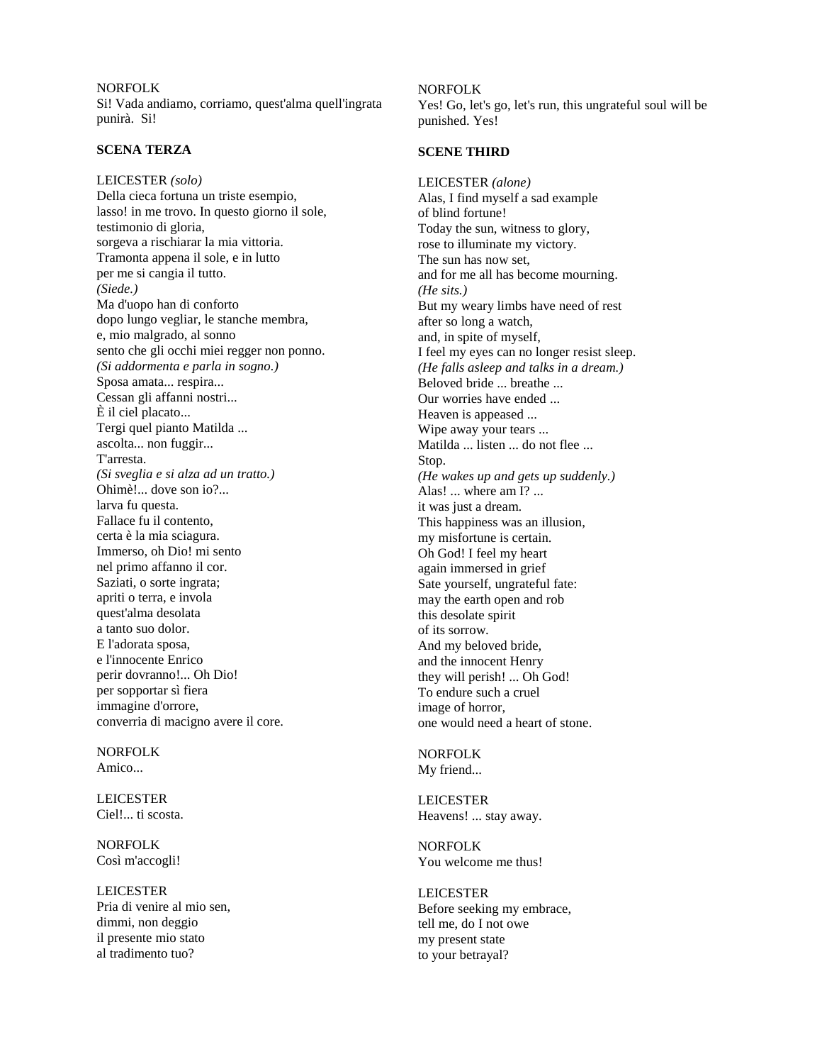NORFOLK
Si! Vada andiamo, corriamo, quest'alma quell'ingrata punirà. Si!

**SCENA TERZA**

LEICESTER *(solo)*
Della cieca fortuna un triste esempio,
lasso! in me trovo. In questo giorno il sole,
testimonio di gloria,
sorgeva a rischiarar la mia vittoria.
Tramonta appena il sole, e in lutto
per me si cangia il tutto.
*(Siede.)*
Ma d'uopo han di conforto
dopo lungo vegliar, le stanche membra,
e, mio malgrado, al sonno
sento che gli occhi miei regger non ponno.
*(Si addormenta e parla in sogno.)*
Sposa amata... respira...
Cessan gli affanni nostri...
È il ciel placato...
Tergi quel pianto Matilda ...
ascolta... non fuggir...
T'arresta.
*(Si sveglia e si alza ad un tratto.)*
Ohimè!... dove son io?...
larva fu questa.
Fallace fu il contento,
certa è la mia sciagura.
Immerso, oh Dio! mi sento
nel primo affanno il cor.
Saziati, o sorte ingrata;
apriti o terra, e invola
quest'alma desolata
a tanto suo dolor.
E l'adorata sposa,
e l'innocente Enrico
perir dovranno!... Oh Dio!
per sopportar sì fiera
immagine d'orrore,
converria di macigno avere il core.

NORFOLK
Amico...

LEICESTER
Ciel!... ti scosta.

NORFOLK
Così m'accogli!

LEICESTER
Pria di venire al mio sen,
dimmi, non deggio
il presente mio stato
al tradimento tuo?

NORFOLK
Yes! Go, let's go, let's run, this ungrateful soul will be punished. Yes!

**SCENE THIRD**

LEICESTER *(alone)*
Alas, I find myself a sad example
of blind fortune!
Today the sun, witness to glory,
rose to illuminate my victory.
The sun has now set,
and for me all has become mourning.
*(He sits.)*
But my weary limbs have need of rest
after so long a watch,
and, in spite of myself,
I feel my eyes can no longer resist sleep.
*(He falls asleep and talks in a dream.)*
Beloved bride ... breathe ...
Our worries have ended ...
Heaven is appeased ...
Wipe away your tears ...
Matilda ... listen ... do not flee ...
Stop.
*(He wakes up and gets up suddenly.)*
Alas! ... where am I? ...
it was just a dream.
This happiness was an illusion,
my misfortune is certain.
Oh God! I feel my heart
again immersed in grief
Sate yourself, ungrateful fate:
may the earth open and rob
this desolate spirit
of its sorrow.
And my beloved bride,
and the innocent Henry
they will perish! ... Oh God!
To endure such a cruel
image of horror,
one would need a heart of stone.

NORFOLK
My friend...

LEICESTER
Heavens! ... stay away.

NORFOLK
You welcome me thus!

LEICESTER
Before seeking my embrace,
tell me, do I not owe
my present state
to your betrayal?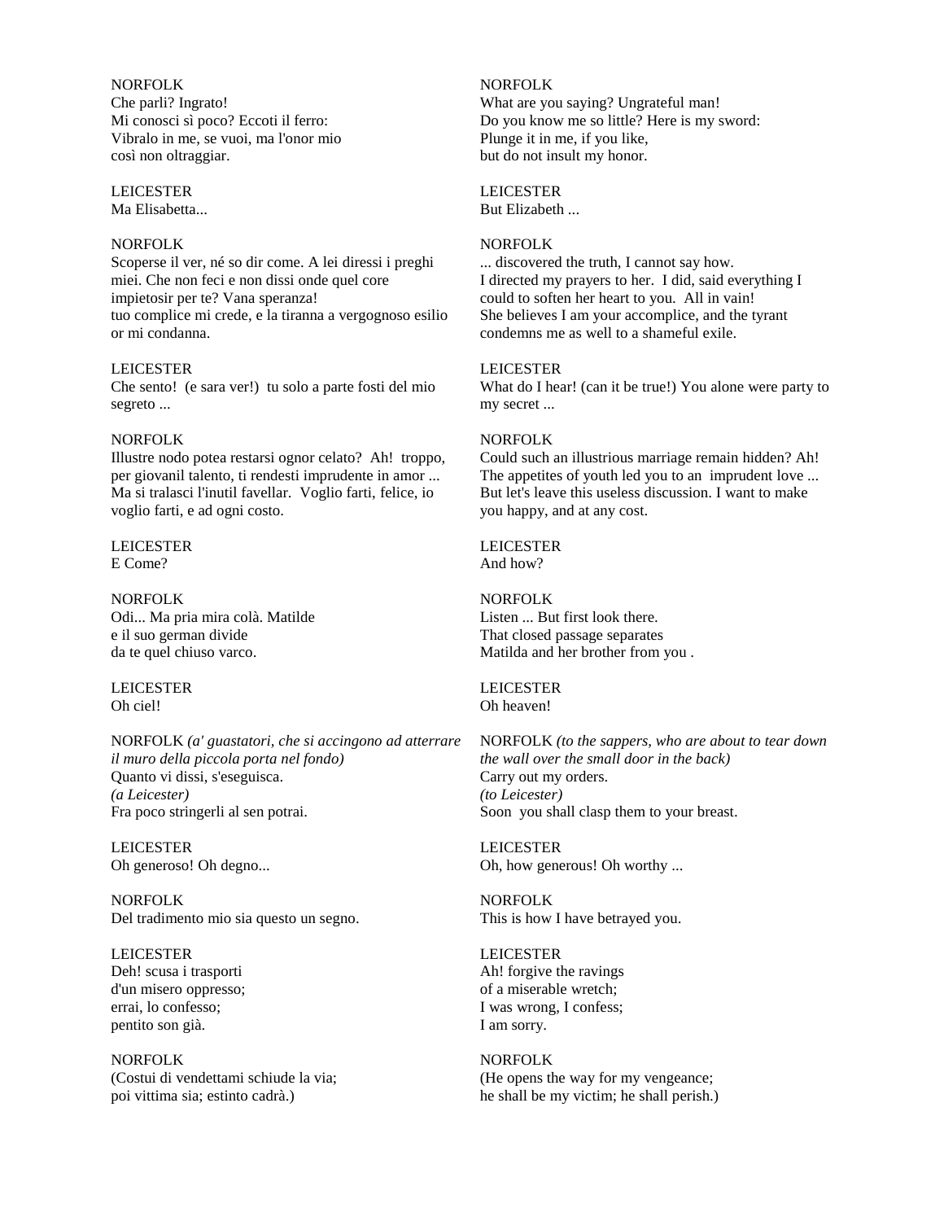NORFOLK
Che parli? Ingrato!
Mi conosci sì poco? Eccoti il ferro:
Vibralo in me, se vuoi, ma l'onor mio
così non oltraggiar.

LEICESTER
Ma Elisabetta...

NORFOLK
Scoperse il ver, né so dir come. A lei diressi i preghi miei. Che non feci e non dissi onde quel core impietosir per te? Vana speranza!
tuo complice mi crede, e la tiranna a vergognoso esilio or mi condanna.

LEICESTER
Che sento! (e sara ver!) tu solo a parte fosti del mio segreto ...

NORFOLK
Illustre nodo potea restarsi ognor celato? Ah! troppo, per giovanil talento, ti rendesti imprudente in amor ...
Ma si tralasci l'inutil favellar. Voglio farti, felice, io voglio farti, e ad ogni costo.

LEICESTER
E Come?

NORFOLK
Odi... Ma pria mira colà. Matilde
e il suo german divide
da te quel chiuso varco.

LEICESTER
Oh ciel!

NORFOLK *(a' guastatori, che si accingono ad atterrare il muro della piccola porta nel fondo)*
Quanto vi dissi, s'eseguisca.
*(a Leicester)*
Fra poco stringerli al sen potrai.

LEICESTER
Oh generoso! Oh degno...

NORFOLK
Del tradimento mio sia questo un segno.

LEICESTER
Deh! scusa i trasporti
d'un misero oppresso;
errai, lo confesso;
pentito son già.

NORFOLK
(Costui di vendettami schiude la via;
poi vittima sia; estinto cadrà.)

---

NORFOLK
What are you saying? Ungrateful man!
Do you know me so little? Here is my sword:
Plunge it in me, if you like,
but do not insult my honor.

LEICESTER
But Elizabeth ...

NORFOLK
... discovered the truth, I cannot say how.
I directed my prayers to her. I did, said everything I could to soften her heart to you. All in vain!
She believes I am your accomplice, and the tyrant condemns me as well to a shameful exile.

LEICESTER
What do I hear! (can it be true!) You alone were party to my secret ...

NORFOLK
Could such an illustrious marriage remain hidden? Ah!
The appetites of youth led you to an imprudent love ...
But let's leave this useless discussion. I want to make you happy, and at any cost.

LEICESTER
And how?

NORFOLK
Listen ... But first look there.
That closed passage separates
Matilda and her brother from you .

LEICESTER
Oh heaven!

NORFOLK *(to the sappers, who are about to tear down the wall over the small door in the back)*
Carry out my orders.
*(to Leicester)*
Soon you shall clasp them to your breast.

LEICESTER
Oh, how generous! Oh worthy ...

NORFOLK
This is how I have betrayed you.

LEICESTER
Ah! forgive the ravings
of a miserable wretch;
I was wrong, I confess;
I am sorry.

NORFOLK
(He opens the way for my vengeance;
he shall be my victim; he shall perish.)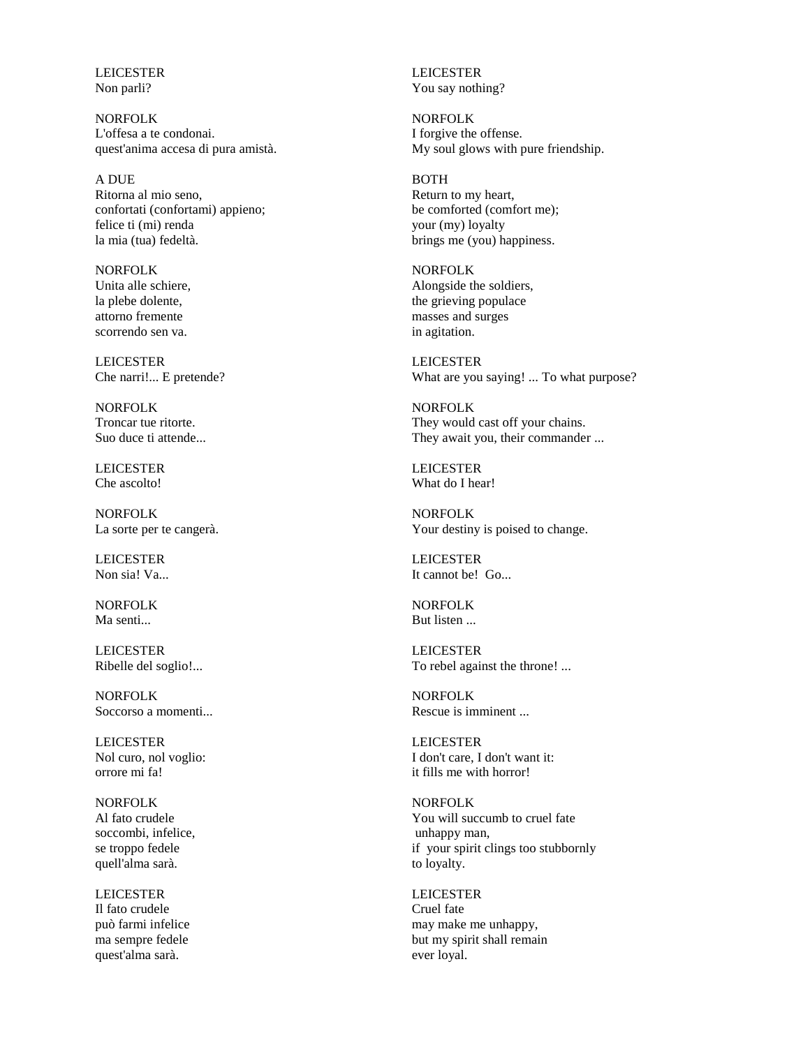| | |
|---|---|
| LEICESTER<br>Non parli? | LEICESTER<br>You say nothing? |
| NORFOLK<br>L'offesa a te condonai.<br>quest'anima accesa di pura amistà. | NORFOLK<br>I forgive the offense.<br>My soul glows with pure friendship. |
| A DUE<br>Ritorna al mio seno,<br>confortati (confortami) appieno;<br>felice ti (mi) renda<br>la mia (tua) fedeltà. | BOTH<br>Return to my heart,<br>be comforted (comfort me);<br>your (my) loyalty<br>brings me (you) happiness. |
| NORFOLK<br>Unita alle schiere,<br>la plebe dolente,<br>attorno fremente<br>scorrendo sen va. | NORFOLK<br>Alongside the soldiers,<br>the grieving populace<br>masses and surges<br>in agitation. |
| LEICESTER<br>Che narri!... E pretende? | LEICESTER<br>What are you saying! ... To what purpose? |
| NORFOLK<br>Troncar tue ritorte.<br>Suo duce ti attende... | NORFOLK<br>They would cast off your chains.<br>They await you, their commander ... |
| LEICESTER<br>Che ascolto! | LEICESTER<br>What do I hear! |
| NORFOLK<br>La sorte per te cangerà. | NORFOLK<br>Your destiny is poised to change. |
| LEICESTER<br>Non sia! Va... | LEICESTER<br>It cannot be! Go... |
| NORFOLK<br>Ma senti... | NORFOLK<br>But listen ... |
| LEICESTER<br>Ribelle del soglio!... | LEICESTER<br>To rebel against the throne! ... |
| NORFOLK<br>Soccorso a momenti... | NORFOLK<br>Rescue is imminent ... |
| LEICESTER<br>Nol curo, nol voglio:<br>orrore mi fa! | LEICESTER<br>I don't care, I don't want it:<br>it fills me with horror! |
| NORFOLK<br>Al fato crudele<br>soccombi, infelice,<br>se troppo fedele<br>quell'alma sarà. | NORFOLK<br>You will succumb to cruel fate<br>unhappy man,<br>if your spirit clings too stubbornly<br>to loyalty. |
| LEICESTER<br>Il fato crudele<br>può farmi infelice<br>ma sempre fedele<br>quest'alma sarà. | LEICESTER<br>Cruel fate<br>may make me unhappy,<br>but my spirit shall remain<br>ever loyal. |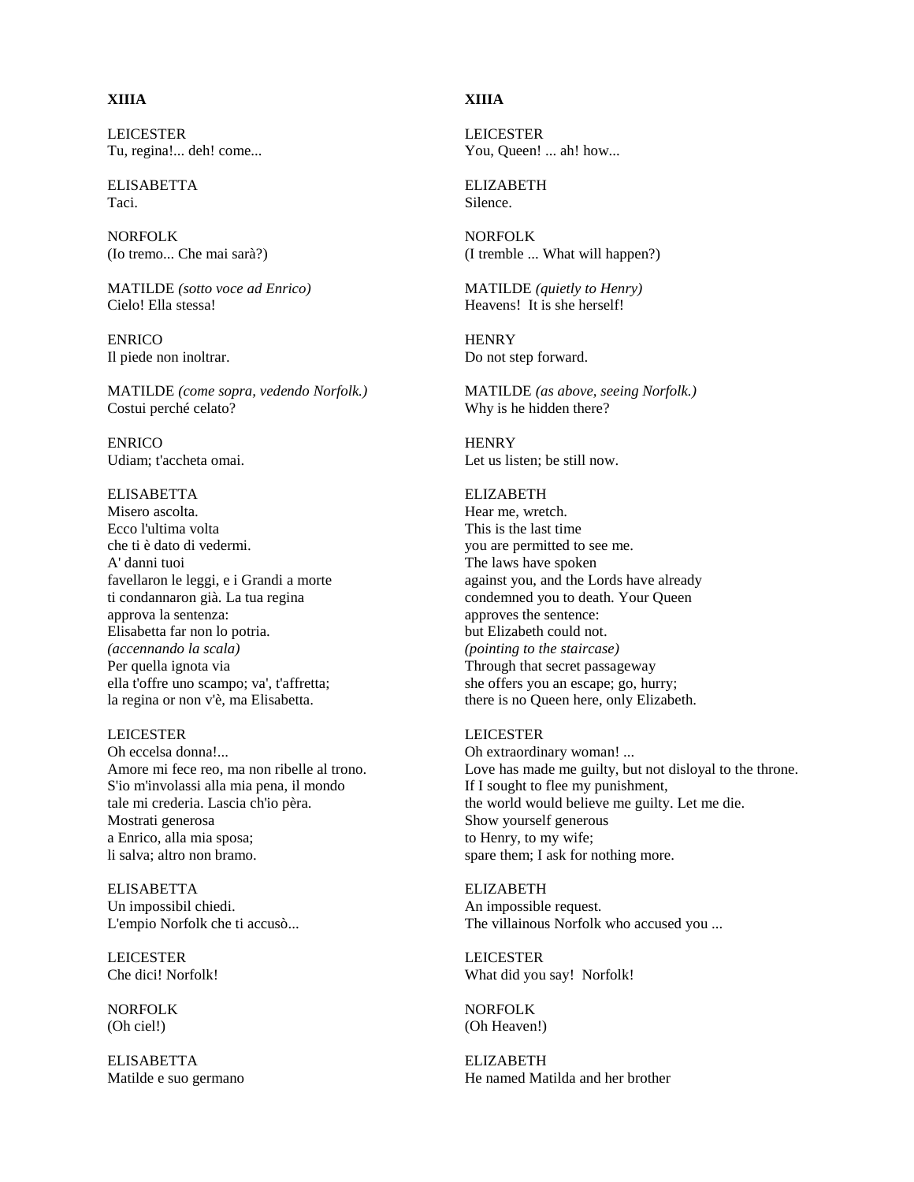**XIIIA**

LEICESTER
Tu, regina!... deh! come...

ELISABETTA
Taci.

NORFOLK
(Io tremo... Che mai sarà?)

MATILDE *(sotto voce ad Enrico)*
Cielo! Ella stessa!

ENRICO
Il piede non inoltrar.

MATILDE *(come sopra, vedendo Norfolk.)*
Costui perché celato?

ENRICO
Udiam; t'accheta omai.

ELISABETTA
Misero ascolta.
Ecco l'ultima volta
che ti è dato di vedermi.
A' danni tuoi
favellaron le leggi, e i Grandi a morte
ti condannaron già. La tua regina
approva la sentenza:
Elisabetta far non lo potria.
*(accennando la scala)*
Per quella ignota via
ella t'offre uno scampo; va', t'affretta;
la regina or non v'è, ma Elisabetta.

LEICESTER
Oh eccelsa donna!...
Amore mi fece reo, ma non ribelle al trono.
S'io m'involassi alla mia pena, il mondo
tale mi crederia. Lascia ch'io pèra.
Mostrati generosa
a Enrico, alla mia sposa;
li salva; altro non bramo.

ELISABETTA
Un impossibil chiedi.
L'empio Norfolk che ti accusò...

LEICESTER
Che dici! Norfolk!

NORFOLK
(Oh ciel!)

ELISABETTA
Matilde e suo germano

**XIIIA**

LEICESTER
You, Queen! ... ah! how...

ELIZABETH
Silence.

NORFOLK
(I tremble ... What will happen?)

MATILDE *(quietly to Henry)*
Heavens! It is she herself!

HENRY
Do not step forward.

MATILDE *(as above, seeing Norfolk.)*
Why is he hidden there?

HENRY
Let us listen; be still now.

ELIZABETH
Hear me, wretch.
This is the last time
you are permitted to see me.
The laws have spoken
against you, and the Lords have already
condemned you to death. Your Queen
approves the sentence:
but Elizabeth could not.
*(pointing to the staircase)*
Through that secret passageway
she offers you an escape; go, hurry;
there is no Queen here, only Elizabeth.

LEICESTER
Oh extraordinary woman! ...
Love has made me guilty, but not disloyal to the throne.
If I sought to flee my punishment,
the world would believe me guilty. Let me die.
Show yourself generous
to Henry, to my wife;
spare them; I ask for nothing more.

ELIZABETH
An impossible request.
The villainous Norfolk who accused you ...

LEICESTER
What did you say! Norfolk!

NORFOLK
(Oh Heaven!)

ELIZABETH
He named Matilda and her brother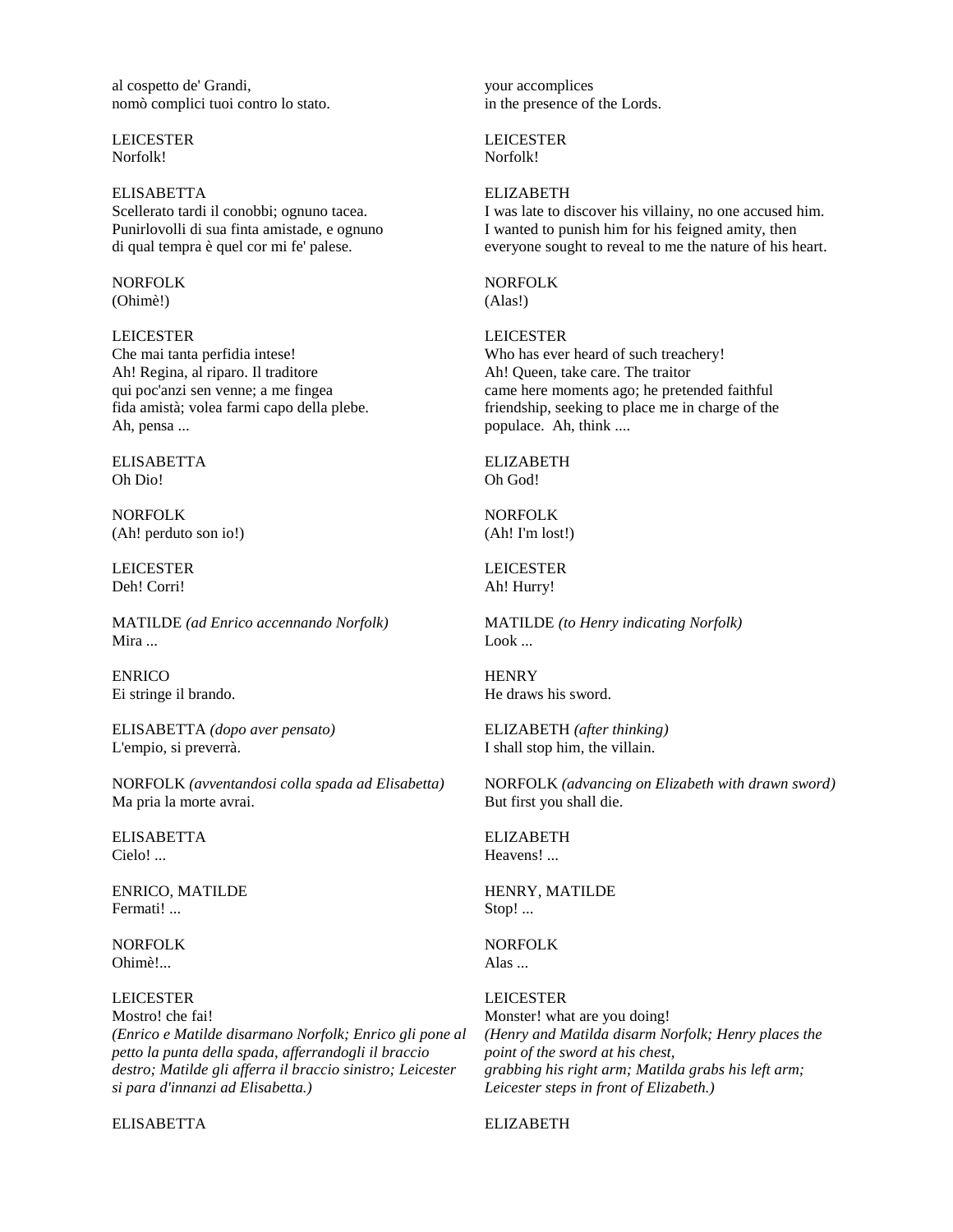al cospetto de' Grandi,
nomò complici tuoi contro lo stato.

your accomplices
in the presence of the Lords.

LEICESTER
Norfolk!

LEICESTER
Norfolk!

ELISABETTA
Scellerato tardi il conobbi; ognuno tacea.
Punirlovolli di sua finta amistade, e ognuno
di qual tempra è quel cor mi fe' palese.

ELIZABETH
I was late to discover his villainy, no one accused him.
I wanted to punish him for his feigned amity, then
everyone sought to reveal to me the nature of his heart.

NORFOLK
(Ohimè!)

NORFOLK
(Alas!)

LEICESTER
Che mai tanta perfidia intese!
Ah! Regina, al riparo. Il traditore
qui poc'anzi sen venne; a me fingea
fida amistà; volea farmi capo della plebe.
Ah, pensa ...

LEICESTER
Who has ever heard of such treachery!
Ah! Queen, take care. The traitor
came here moments ago; he pretended faithful
friendship, seeking to place me in charge of the
populace. Ah, think ....

ELISABETTA
Oh Dio!

ELIZABETH
Oh God!

NORFOLK
(Ah! perduto son io!)

NORFOLK
(Ah! I'm lost!)

LEICESTER
Deh! Corri!

LEICESTER
Ah! Hurry!

MATILDE *(ad Enrico accennando Norfolk)*
Mira ...

MATILDE *(to Henry indicating Norfolk)*
Look ...

ENRICO
Ei stringe il brando.

HENRY
He draws his sword.

ELISABETTA *(dopo aver pensato)*
L'empio, si preverrà.

ELIZABETH *(after thinking)*
I shall stop him, the villain.

NORFOLK *(avventandosi colla spada ad Elisabetta)*
Ma pria la morte avrai.

NORFOLK *(advancing on Elizabeth with drawn sword)*
But first you shall die.

ELISABETTA
Cielo! ...

ELIZABETH
Heavens! ...

ENRICO, MATILDE
Fermati! ...

HENRY, MATILDE
Stop! ...

NORFOLK
Ohimè!...

NORFOLK
Alas ...

LEICESTER
Mostro! che fai!
*(Enrico e Matilde disarmano Norfolk; Enrico gli pone al petto la punta della spada, afferrandogli il braccio destro; Matilde gli afferra il braccio sinistro; Leicester si para d'innanzi ad Elisabetta.)*

LEICESTER
Monster! what are you doing!
*(Henry and Matilda disarm Norfolk; Henry places the point of the sword at his chest, grabbing his right arm; Matilda grabs his left arm; Leicester steps in front of Elizabeth.)*

ELISABETTA

ELIZABETH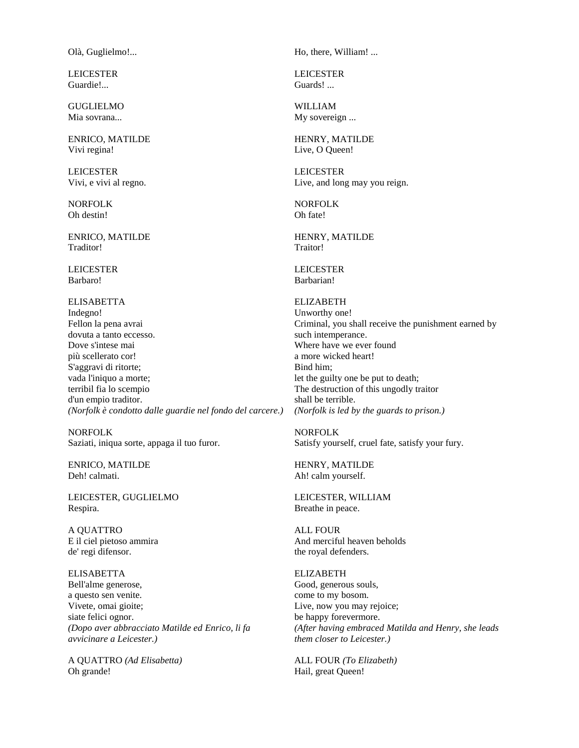Olà, Guglielmo!...

Ho, there, William! ...

LEICESTER
Guardie!...

LEICESTER
Guards! ...

GUGLIELMO
Mia sovrana...

WILLIAM
My sovereign ...

ENRICO, MATILDE
Vivi regina!

HENRY, MATILDE
Live, O Queen!

LEICESTER
Vivi, e vivi al regno.

LEICESTER
Live, and long may you reign.

NORFOLK
Oh destin!

NORFOLK
Oh fate!

ENRICO, MATILDE
Traditor!

HENRY, MATILDE
Traitor!

LEICESTER
Barbaro!

LEICESTER
Barbarian!

ELISABETTA
Indegno!
Fellon la pena avrai
dovuta a tanto eccesso.
Dove s'intese mai
più scellerato cor!
S'aggravi di ritorte;
vada l'iniquo a morte;
terribil fia lo scempio
d'un empio traditor.
*(Norfolk è condotto dalle guardie nel fondo del carcere.)*

ELIZABETH
Unworthy one!
Criminal, you shall receive the punishment earned by such intemperance.
Where have we ever found
a more wicked heart!
Bind him;
let the guilty one be put to death;
The destruction of this ungodly traitor
shall be terrible.
*(Norfolk is led by the guards to prison.)*

NORFOLK
Saziati, iniqua sorte, appaga il tuo furor.

NORFOLK
Satisfy yourself, cruel fate, satisfy your fury.

ENRICO, MATILDE
Deh! calmati.

HENRY, MATILDE
Ah! calm yourself.

LEICESTER, GUGLIELMO
Respira.

LEICESTER, WILLIAM
Breathe in peace.

A QUATTRO
E il ciel pietoso ammira
de' regi difensor.

ALL FOUR
And merciful heaven beholds
the royal defenders.

ELISABETTA
Bell'alme generose,
a questo sen venite.
Vivete, omai gioite;
siate felici ognor.
*(Dopo aver abbracciato Matilde ed Enrico, li fa avvicinare a Leicester.)*

ELIZABETH
Good, generous souls,
come to my bosom.
Live, now you may rejoice;
be happy forevermore.
*(After having embraced Matilda and Henry, she leads them closer to Leicester.)*

A QUATTRO *(Ad Elisabetta)*
Oh grande!

ALL FOUR *(To Elizabeth)*
Hail, great Queen!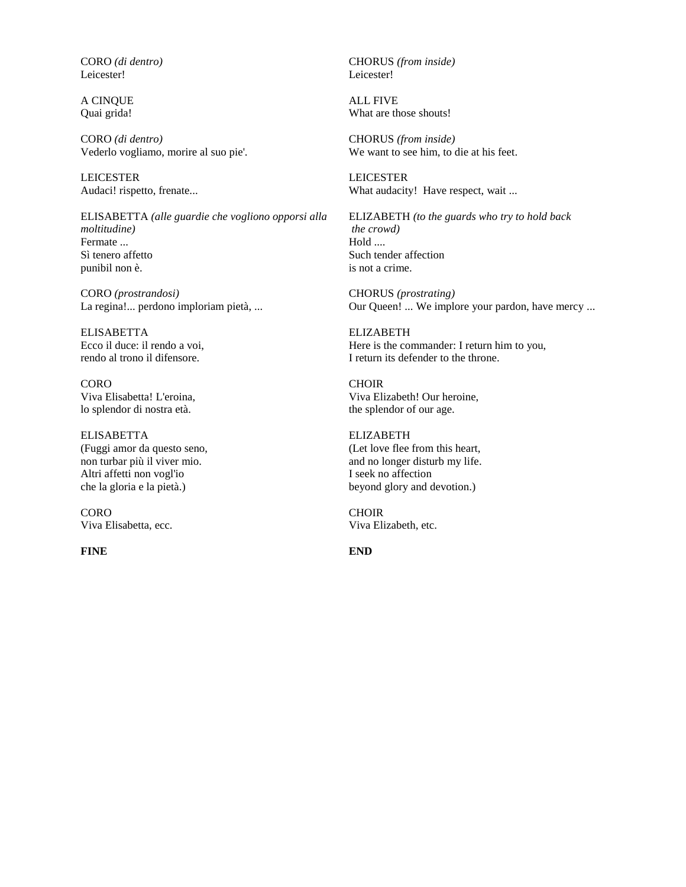CORO *(di dentro)*
Leicester!

A CINQUE
Quai grida!

CORO *(di dentro)*
Vederlo vogliamo, morire al suo pie'.

LEICESTER
Audaci! rispetto, frenate...

ELISABETTA *(alle guardie che vogliono opporsi alla moltitudine)*
Fermate ...
Sì tenero affetto
punibil non è.

CORO *(prostrandosi)*
La regina!... perdono imploriam pietà, ...

ELISABETTA
Ecco il duce: il rendo a voi,
rendo al trono il difensore.

CORO
Viva Elisabetta! L'eroina,
lo splendor di nostra età.

ELISABETTA
(Fuggi amor da questo seno,
non turbar più il viver mio.
Altri affetti non vogl'io
che la gloria e la pietà.)

CORO
Viva Elisabetta, ecc.

**FINE**

CHORUS *(from inside)*
Leicester!

ALL FIVE
What are those shouts!

CHORUS *(from inside)*
We want to see him, to die at his feet.

LEICESTER
What audacity!  Have respect, wait ...

ELIZABETH *(to the guards who try to hold back the crowd)*
Hold ....
Such tender affection
is not a crime.

CHORUS *(prostrating)*
Our Queen! ... We implore your pardon, have mercy ...

ELIZABETH
Here is the commander: I return him to you,
I return its defender to the throne.

CHOIR
Viva Elizabeth! Our heroine,
the splendor of our age.

ELIZABETH
(Let love flee from this heart,
and no longer disturb my life.
I seek no affection
beyond glory and devotion.)

CHOIR
Viva Elizabeth, etc.

**END**